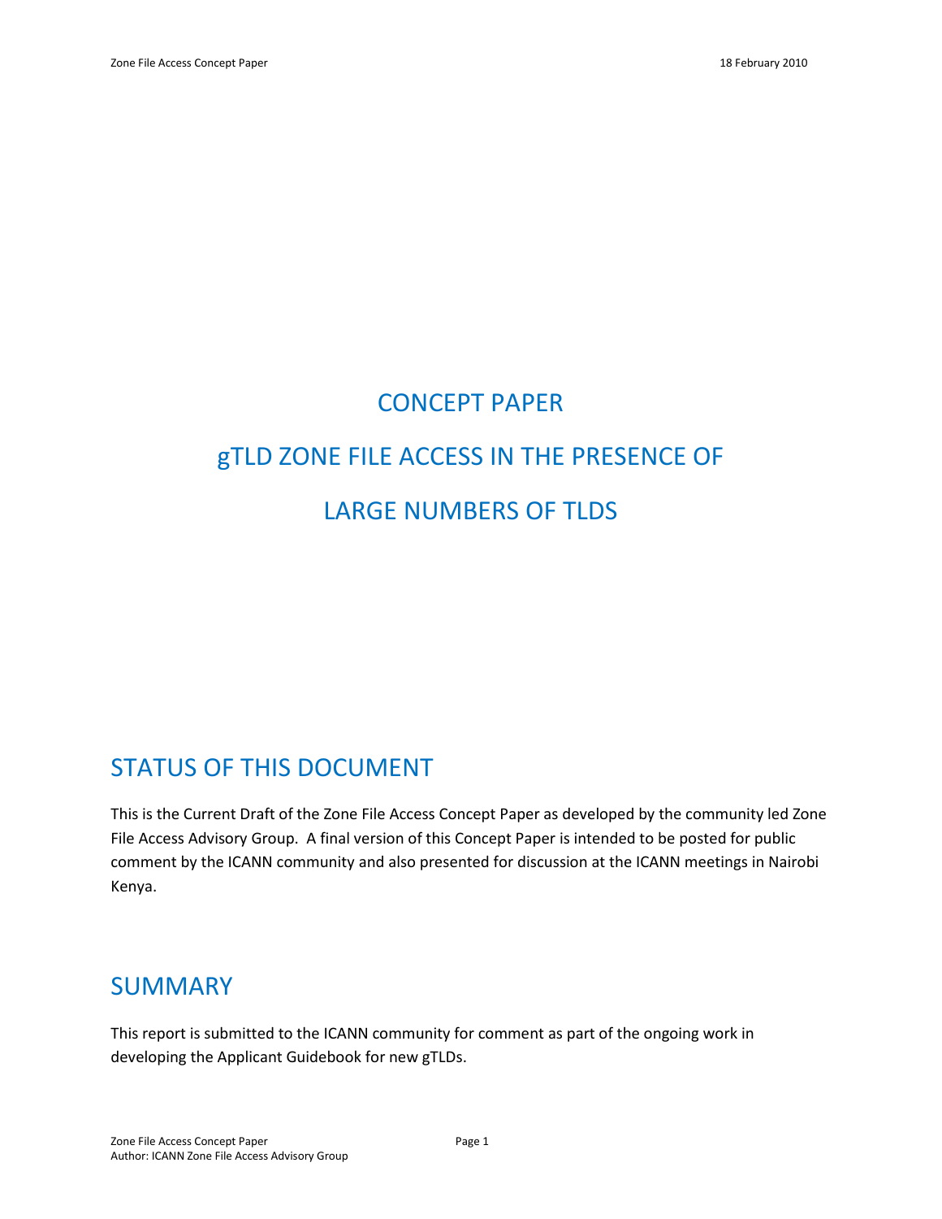# CONCEPT PAPER

# gTLD ZONE FILE ACCESS IN THE PRESENCE OF LARGE NUMBERS OF TLDS

## STATUS OF THIS DOCUMENT

This is the Current Draft of the Zone File Access Concept Paper as developed by the community led Zone File Access Advisory Group. A final version of this Concept Paper is intended to be posted for public comment by the ICANN community and also presented for discussion at the ICANN meetings in Nairobi Kenya.

## SUMMARY

This report is submitted to the ICANN community for comment as part of the ongoing work in developing the Applicant Guidebook for new gTLDs.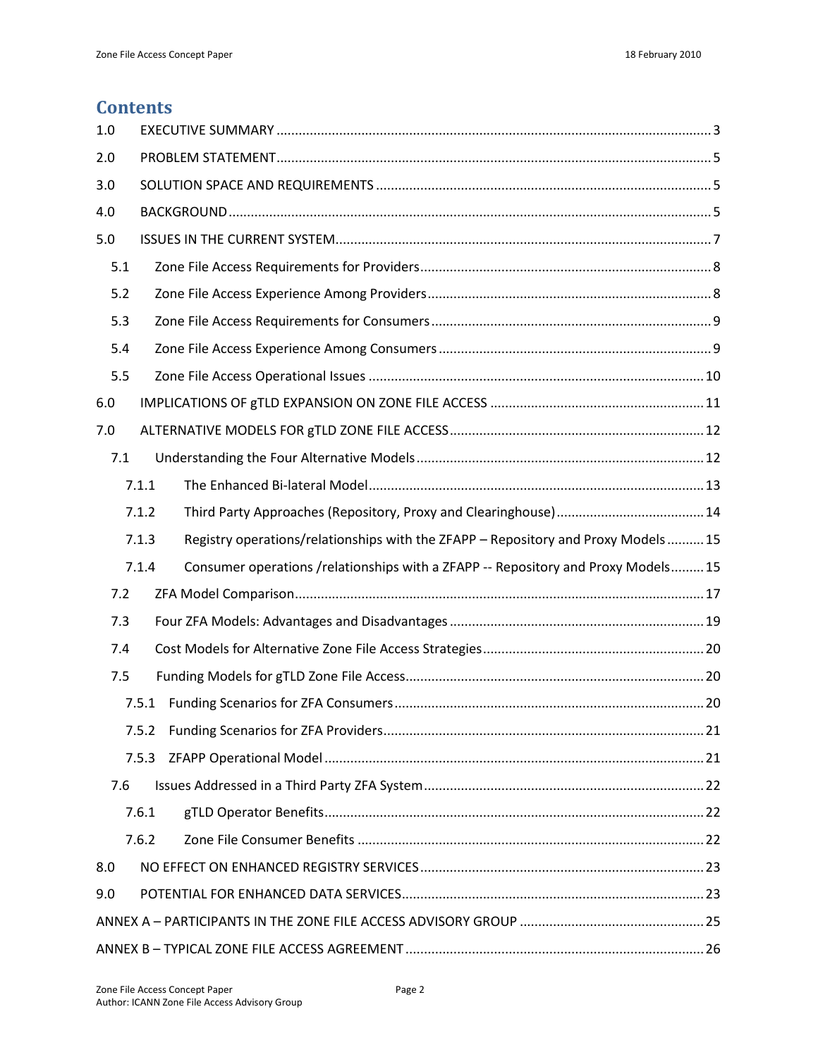# Contents

1.0 EXECUTIVE SUMMARY ..... 3

2.0 PROBLEM STATEMENT ..... 5

3.0 SOLUTION SPACE AND REQUIREMENTS ..... 5

4.0 BACKGROUND ..... 5

5.0 ISSUES IN THE CURRENT SYSTEM ..... 7

- 5.1 Zone File Access Requirements for Providers ..... 8
- 5.2 Zone File Access Experience Among Providers ..... 8
- 5.3 Zone File Access Requirements for Consumers ..... 9
- 5.4 Zone File Access Experience Among Consumers ..... 9
- 5.5 Zone File Access Operational Issues ..... 10

6.0 IMPLICATIONS OF gTLD EXPANSION ON ZONE FILE ACCESS ..... 11

7.0 ALTERNATIVE MODELS FOR gTLD ZONE FILE ACCESS ..... 12

- 7.1 Understanding the Four Alternative Models ..... 12
  - 7.1.1 The Enhanced Bi-lateral Model ..... 13
  - 7.1.2 Third Party Approaches (Repository, Proxy and Clearinghouse) ..... 14
  - 7.1.3 Registry operations/relationships with the ZFAPP – Repository and Proxy Models ..... 15
  - 7.1.4 Consumer operations /relationships with a ZFAPP -- Repository and Proxy Models ..... 15
- 7.2 ZFA Model Comparison ..... 17
- 7.3 Four ZFA Models: Advantages and Disadvantages ..... 19
- 7.4 Cost Models for Alternative Zone File Access Strategies ..... 20
- 7.5 Funding Models for gTLD Zone File Access ..... 20
  - 7.5.1 Funding Scenarios for ZFA Consumers ..... 20
  - 7.5.2 Funding Scenarios for ZFA Providers ..... 21
  - 7.5.3 ZFAPP Operational Model ..... 21
- 7.6 Issues Addressed in a Third Party ZFA System ..... 22
  - 7.6.1 gTLD Operator Benefits ..... 22
  - 7.6.2 Zone File Consumer Benefits ..... 22

8.0 NO EFFECT ON ENHANCED REGISTRY SERVICES ..... 23

9.0 POTENTIAL FOR ENHANCED DATA SERVICES ..... 23

ANNEX A – PARTICIPANTS IN THE ZONE FILE ACCESS ADVISORY GROUP ..... 25

ANNEX B – TYPICAL ZONE FILE ACCESS AGREEMENT ..... 26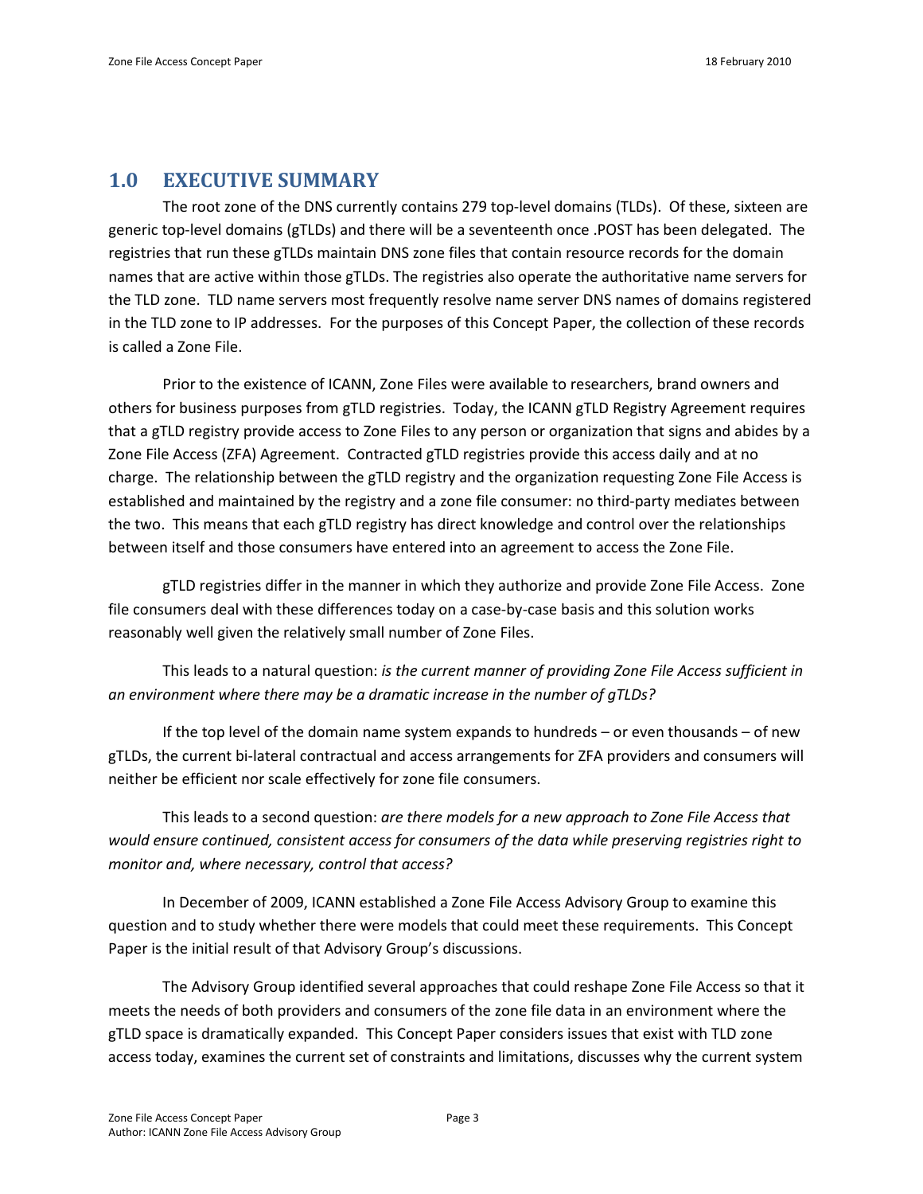# 1.0 EXECUTIVE SUMMARY

The root zone of the DNS currently contains 279 top-level domains (TLDs). Of these, sixteen are generic top-level domains (gTLDs) and there will be a seventeenth once .POST has been delegated. The registries that run these gTLDs maintain DNS zone files that contain resource records for the domain names that are active within those gTLDs. The registries also operate the authoritative name servers for the TLD zone. TLD name servers most frequently resolve name server DNS names of domains registered in the TLD zone to IP addresses. For the purposes of this Concept Paper, the collection of these records is called a Zone File.

Prior to the existence of ICANN, Zone Files were available to researchers, brand owners and others for business purposes from gTLD registries. Today, the ICANN gTLD Registry Agreement requires that a gTLD registry provide access to Zone Files to any person or organization that signs and abides by a Zone File Access (ZFA) Agreement. Contracted gTLD registries provide this access daily and at no charge. The relationship between the gTLD registry and the organization requesting Zone File Access is established and maintained by the registry and a zone file consumer: no third-party mediates between the two. This means that each gTLD registry has direct knowledge and control over the relationships between itself and those consumers have entered into an agreement to access the Zone File.

gTLD registries differ in the manner in which they authorize and provide Zone File Access. Zone file consumers deal with these differences today on a case-by-case basis and this solution works reasonably well given the relatively small number of Zone Files.

This leads to a natural question: *is the current manner of providing Zone File Access sufficient in an environment where there may be a dramatic increase in the number of gTLDs?*

If the top level of the domain name system expands to hundreds – or even thousands – of new gTLDs, the current bi-lateral contractual and access arrangements for ZFA providers and consumers will neither be efficient nor scale effectively for zone file consumers.

This leads to a second question: *are there models for a new approach to Zone File Access that would ensure continued, consistent access for consumers of the data while preserving registries right to monitor and, where necessary, control that access?*

In December of 2009, ICANN established a Zone File Access Advisory Group to examine this question and to study whether there were models that could meet these requirements. This Concept Paper is the initial result of that Advisory Group's discussions.

The Advisory Group identified several approaches that could reshape Zone File Access so that it meets the needs of both providers and consumers of the zone file data in an environment where the gTLD space is dramatically expanded. This Concept Paper considers issues that exist with TLD zone access today, examines the current set of constraints and limitations, discusses why the current system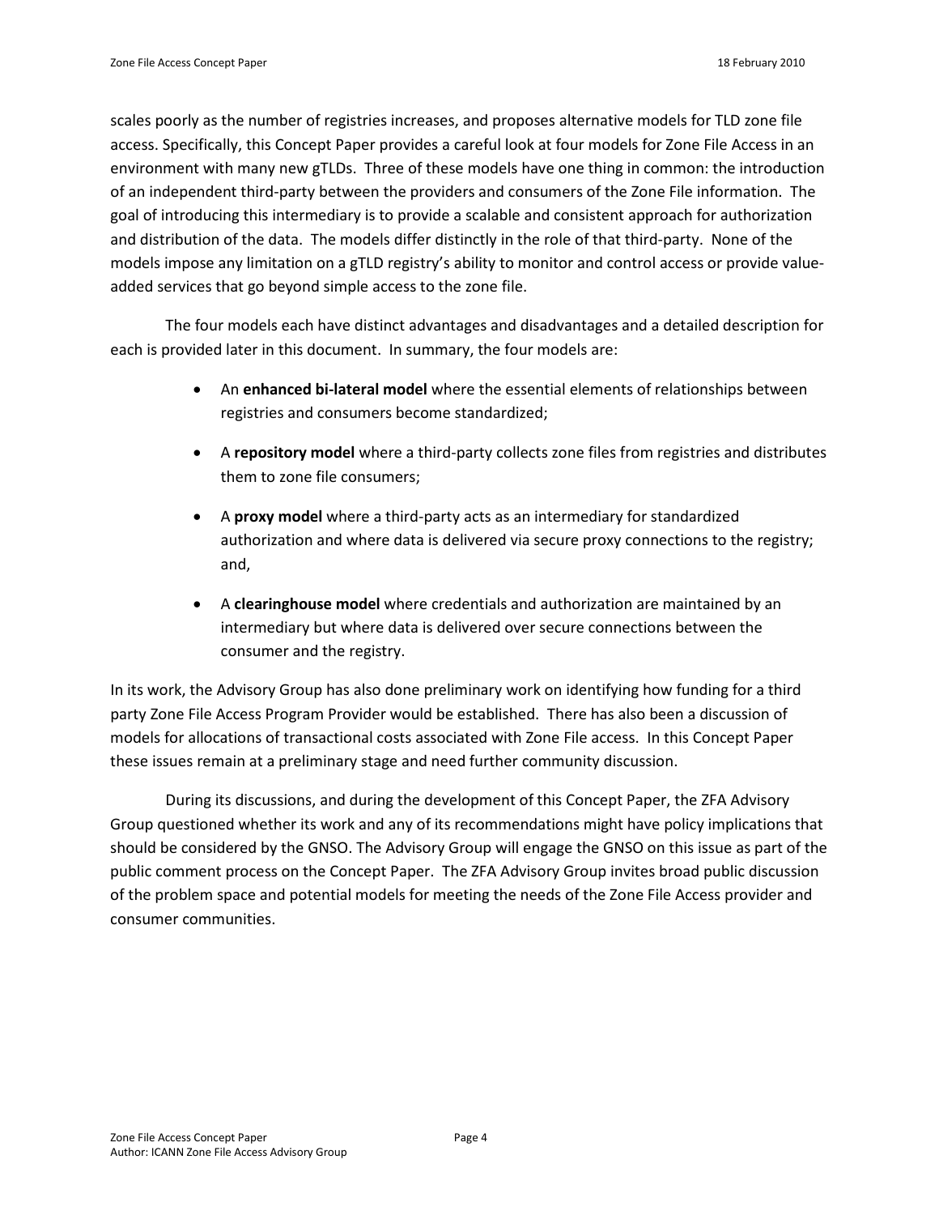scales poorly as the number of registries increases, and proposes alternative models for TLD zone file access. Specifically, this Concept Paper provides a careful look at four models for Zone File Access in an environment with many new gTLDs. Three of these models have one thing in common: the introduction of an independent third-party between the providers and consumers of the Zone File information. The goal of introducing this intermediary is to provide a scalable and consistent approach for authorization and distribution of the data. The models differ distinctly in the role of that third-party. None of the models impose any limitation on a gTLD registry's ability to monitor and control access or provide value-added services that go beyond simple access to the zone file.

The four models each have distinct advantages and disadvantages and a detailed description for each is provided later in this document. In summary, the four models are:

- An **enhanced bi-lateral model** where the essential elements of relationships between registries and consumers become standardized;
- A **repository model** where a third-party collects zone files from registries and distributes them to zone file consumers;
- A **proxy model** where a third-party acts as an intermediary for standardized authorization and where data is delivered via secure proxy connections to the registry; and,
- A **clearinghouse model** where credentials and authorization are maintained by an intermediary but where data is delivered over secure connections between the consumer and the registry.

In its work, the Advisory Group has also done preliminary work on identifying how funding for a third party Zone File Access Program Provider would be established. There has also been a discussion of models for allocations of transactional costs associated with Zone File access. In this Concept Paper these issues remain at a preliminary stage and need further community discussion.

During its discussions, and during the development of this Concept Paper, the ZFA Advisory Group questioned whether its work and any of its recommendations might have policy implications that should be considered by the GNSO. The Advisory Group will engage the GNSO on this issue as part of the public comment process on the Concept Paper. The ZFA Advisory Group invites broad public discussion of the problem space and potential models for meeting the needs of the Zone File Access provider and consumer communities.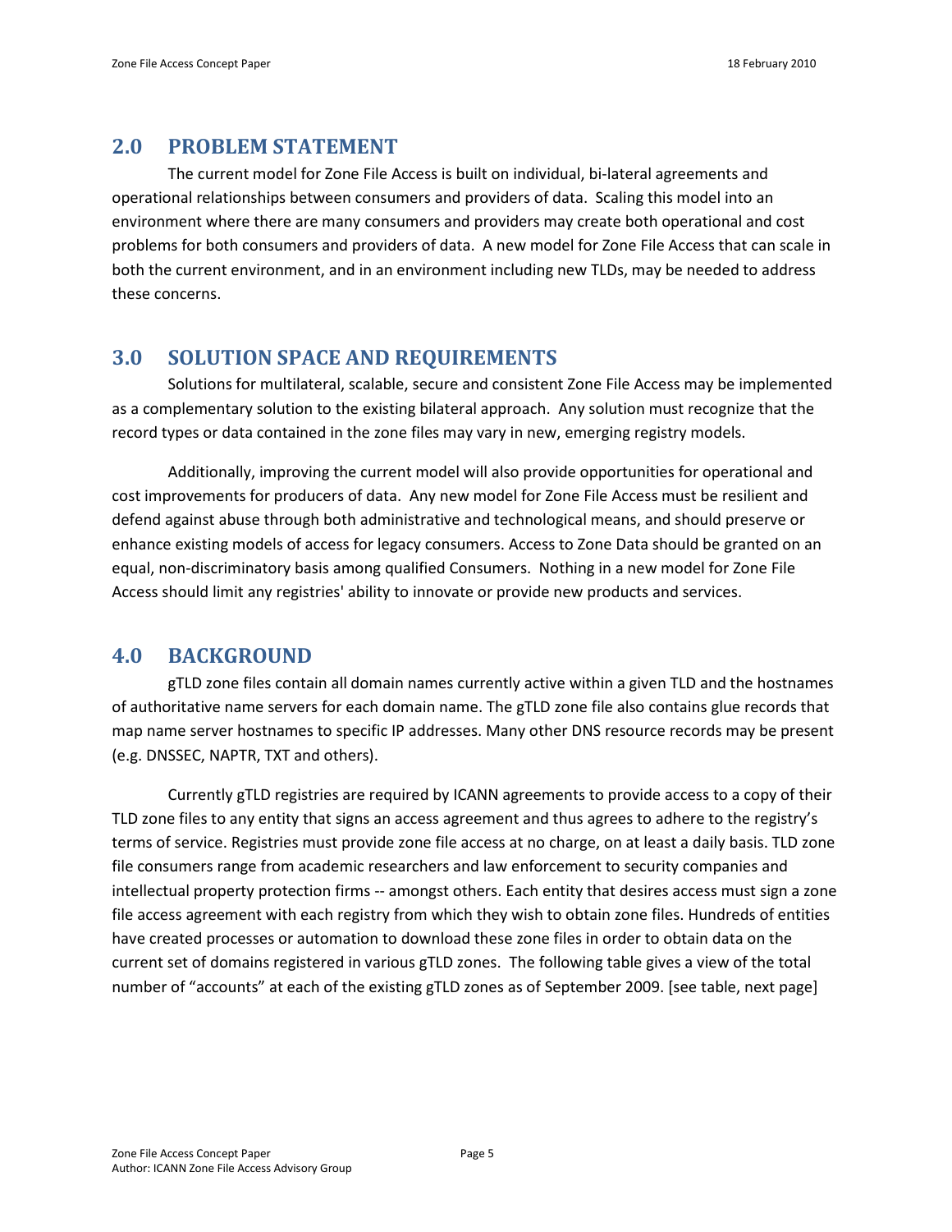## 2.0 PROBLEM STATEMENT

The current model for Zone File Access is built on individual, bi-lateral agreements and operational relationships between consumers and providers of data. Scaling this model into an environment where there are many consumers and providers may create both operational and cost problems for both consumers and providers of data. A new model for Zone File Access that can scale in both the current environment, and in an environment including new TLDs, may be needed to address these concerns.

## 3.0 SOLUTION SPACE AND REQUIREMENTS

Solutions for multilateral, scalable, secure and consistent Zone File Access may be implemented as a complementary solution to the existing bilateral approach. Any solution must recognize that the record types or data contained in the zone files may vary in new, emerging registry models.

Additionally, improving the current model will also provide opportunities for operational and cost improvements for producers of data. Any new model for Zone File Access must be resilient and defend against abuse through both administrative and technological means, and should preserve or enhance existing models of access for legacy consumers. Access to Zone Data should be granted on an equal, non-discriminatory basis among qualified Consumers. Nothing in a new model for Zone File Access should limit any registries' ability to innovate or provide new products and services.

## 4.0 BACKGROUND

gTLD zone files contain all domain names currently active within a given TLD and the hostnames of authoritative name servers for each domain name. The gTLD zone file also contains glue records that map name server hostnames to specific IP addresses. Many other DNS resource records may be present (e.g. DNSSEC, NAPTR, TXT and others).

Currently gTLD registries are required by ICANN agreements to provide access to a copy of their TLD zone files to any entity that signs an access agreement and thus agrees to adhere to the registry's terms of service. Registries must provide zone file access at no charge, on at least a daily basis. TLD zone file consumers range from academic researchers and law enforcement to security companies and intellectual property protection firms -- amongst others. Each entity that desires access must sign a zone file access agreement with each registry from which they wish to obtain zone files. Hundreds of entities have created processes or automation to download these zone files in order to obtain data on the current set of domains registered in various gTLD zones. The following table gives a view of the total number of "accounts" at each of the existing gTLD zones as of September 2009. [see table, next page]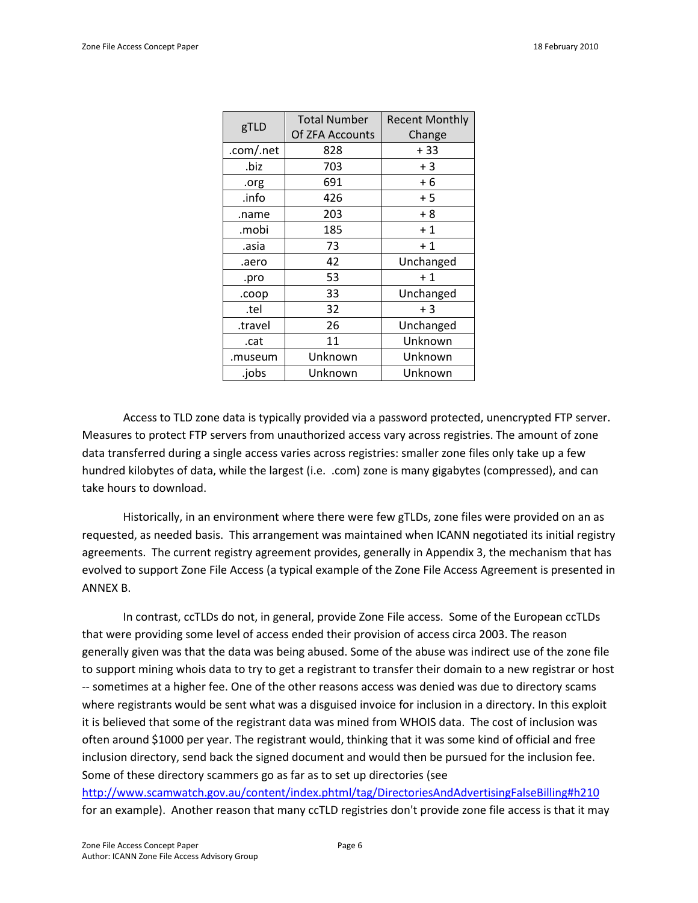| gTLD | Total Number Of ZFA Accounts | Recent Monthly Change |
|---|---|---|
| .com/.net | 828 | + 33 |
| .biz | 703 | + 3 |
| .org | 691 | + 6 |
| .info | 426 | + 5 |
| .name | 203 | + 8 |
| .mobi | 185 | + 1 |
| .asia | 73 | + 1 |
| .aero | 42 | Unchanged |
| .pro | 53 | + 1 |
| .coop | 33 | Unchanged |
| .tel | 32 | + 3 |
| .travel | 26 | Unchanged |
| .cat | 11 | Unknown |
| .museum | Unknown | Unknown |
| .jobs | Unknown | Unknown |

Access to TLD zone data is typically provided via a password protected, unencrypted FTP server. Measures to protect FTP servers from unauthorized access vary across registries. The amount of zone data transferred during a single access varies across registries: smaller zone files only take up a few hundred kilobytes of data, while the largest (i.e. .com) zone is many gigabytes (compressed), and can take hours to download.

Historically, in an environment where there were few gTLDs, zone files were provided on an as requested, as needed basis. This arrangement was maintained when ICANN negotiated its initial registry agreements. The current registry agreement provides, generally in Appendix 3, the mechanism that has evolved to support Zone File Access (a typical example of the Zone File Access Agreement is presented in ANNEX B.

In contrast, ccTLDs do not, in general, provide Zone File access. Some of the European ccTLDs that were providing some level of access ended their provision of access circa 2003. The reason generally given was that the data was being abused. Some of the abuse was indirect use of the zone file to support mining whois data to try to get a registrant to transfer their domain to a new registrar or host -- sometimes at a higher fee. One of the other reasons access was denied was due to directory scams where registrants would be sent what was a disguised invoice for inclusion in a directory. In this exploit it is believed that some of the registrant data was mined from WHOIS data. The cost of inclusion was often around $1000 per year. The registrant would, thinking that it was some kind of official and free inclusion directory, send back the signed document and would then be pursued for the inclusion fee. Some of these directory scammers go as far as to set up directories (see http://www.scamwatch.gov.au/content/index.phtml/tag/DirectoriesAndAdvertisingFalseBilling#h210 for an example). Another reason that many ccTLD registries don't provide zone file access is that it may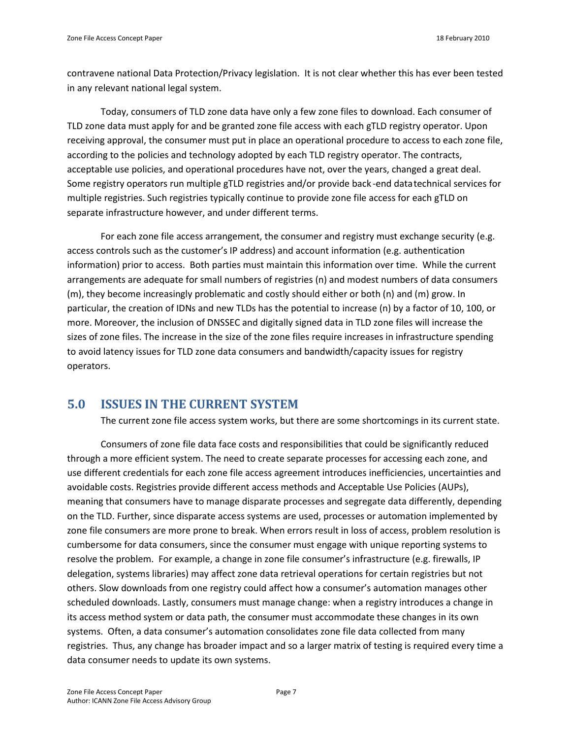contravene national Data Protection/Privacy legislation. It is not clear whether this has ever been tested in any relevant national legal system.

Today, consumers of TLD zone data have only a few zone files to download. Each consumer of TLD zone data must apply for and be granted zone file access with each gTLD registry operator. Upon receiving approval, the consumer must put in place an operational procedure to access to each zone file, according to the policies and technology adopted by each TLD registry operator. The contracts, acceptable use policies, and operational procedures have not, over the years, changed a great deal. Some registry operators run multiple gTLD registries and/or provide back-end datatechnical services for multiple registries. Such registries typically continue to provide zone file access for each gTLD on separate infrastructure however, and under different terms.

For each zone file access arrangement, the consumer and registry must exchange security (e.g. access controls such as the customer's IP address) and account information (e.g. authentication information) prior to access. Both parties must maintain this information over time. While the current arrangements are adequate for small numbers of registries (n) and modest numbers of data consumers (m), they become increasingly problematic and costly should either or both (n) and (m) grow. In particular, the creation of IDNs and new TLDs has the potential to increase (n) by a factor of 10, 100, or more. Moreover, the inclusion of DNSSEC and digitally signed data in TLD zone files will increase the sizes of zone files. The increase in the size of the zone files require increases in infrastructure spending to avoid latency issues for TLD zone data consumers and bandwidth/capacity issues for registry operators.

## 5.0 ISSUES IN THE CURRENT SYSTEM

The current zone file access system works, but there are some shortcomings in its current state.

Consumers of zone file data face costs and responsibilities that could be significantly reduced through a more efficient system. The need to create separate processes for accessing each zone, and use different credentials for each zone file access agreement introduces inefficiencies, uncertainties and avoidable costs. Registries provide different access methods and Acceptable Use Policies (AUPs), meaning that consumers have to manage disparate processes and segregate data differently, depending on the TLD. Further, since disparate access systems are used, processes or automation implemented by zone file consumers are more prone to break. When errors result in loss of access, problem resolution is cumbersome for data consumers, since the consumer must engage with unique reporting systems to resolve the problem. For example, a change in zone file consumer's infrastructure (e.g. firewalls, IP delegation, systems libraries) may affect zone data retrieval operations for certain registries but not others. Slow downloads from one registry could affect how a consumer's automation manages other scheduled downloads. Lastly, consumers must manage change: when a registry introduces a change in its access method system or data path, the consumer must accommodate these changes in its own systems. Often, a data consumer's automation consolidates zone file data collected from many registries. Thus, any change has broader impact and so a larger matrix of testing is required every time a data consumer needs to update its own systems.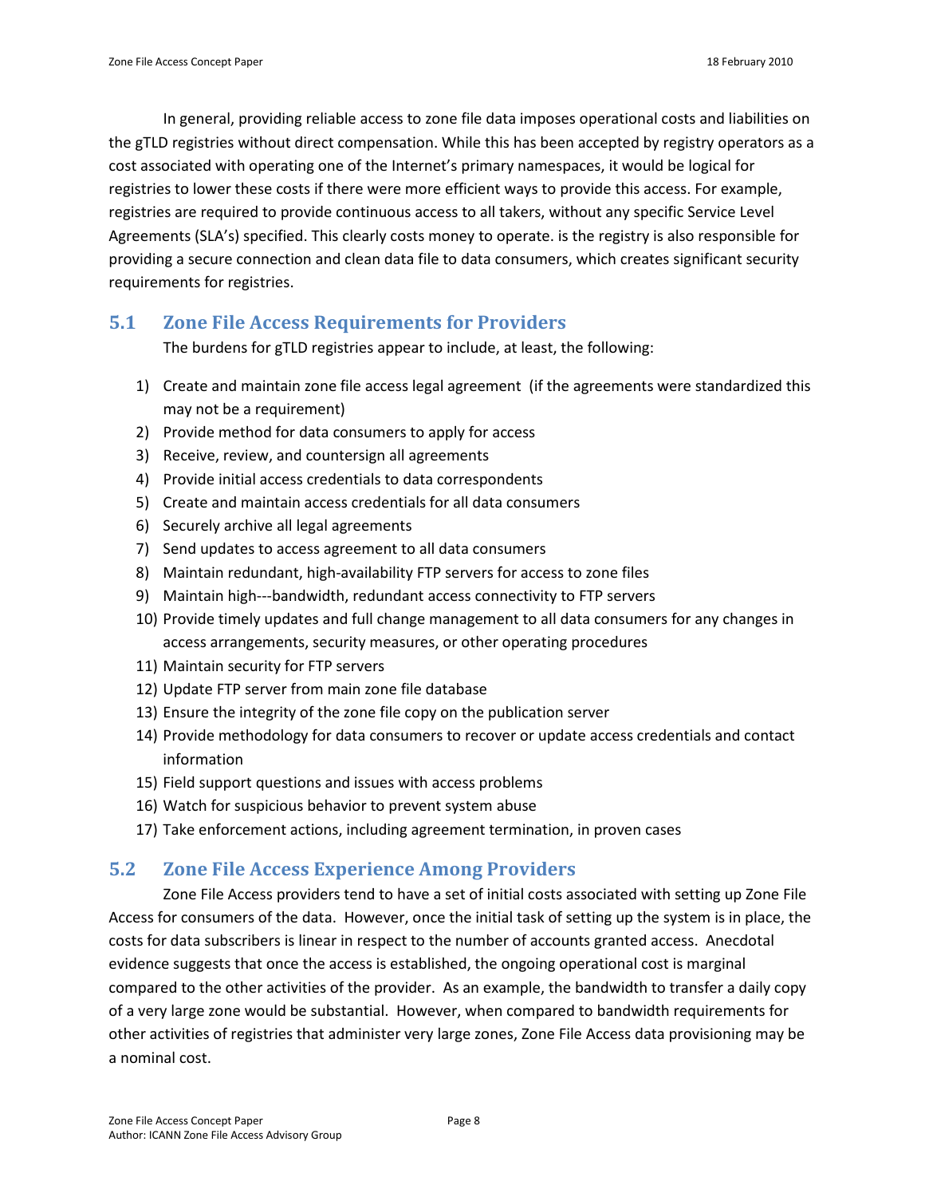In general, providing reliable access to zone file data imposes operational costs and liabilities on the gTLD registries without direct compensation. While this has been accepted by registry operators as a cost associated with operating one of the Internet's primary namespaces, it would be logical for registries to lower these costs if there were more efficient ways to provide this access. For example, registries are required to provide continuous access to all takers, without any specific Service Level Agreements (SLA's) specified. This clearly costs money to operate. is the registry is also responsible for providing a secure connection and clean data file to data consumers, which creates significant security requirements for registries.

## 5.1 Zone File Access Requirements for Providers

The burdens for gTLD registries appear to include, at least, the following:

1) Create and maintain zone file access legal agreement (if the agreements were standardized this may not be a requirement)
2) Provide method for data consumers to apply for access
3) Receive, review, and countersign all agreements
4) Provide initial access credentials to data correspondents
5) Create and maintain access credentials for all data consumers
6) Securely archive all legal agreements
7) Send updates to access agreement to all data consumers
8) Maintain redundant, high-availability FTP servers for access to zone files
9) Maintain high---bandwidth, redundant access connectivity to FTP servers
10) Provide timely updates and full change management to all data consumers for any changes in access arrangements, security measures, or other operating procedures
11) Maintain security for FTP servers
12) Update FTP server from main zone file database
13) Ensure the integrity of the zone file copy on the publication server
14) Provide methodology for data consumers to recover or update access credentials and contact information
15) Field support questions and issues with access problems
16) Watch for suspicious behavior to prevent system abuse
17) Take enforcement actions, including agreement termination, in proven cases

## 5.2 Zone File Access Experience Among Providers

Zone File Access providers tend to have a set of initial costs associated with setting up Zone File Access for consumers of the data. However, once the initial task of setting up the system is in place, the costs for data subscribers is linear in respect to the number of accounts granted access. Anecdotal evidence suggests that once the access is established, the ongoing operational cost is marginal compared to the other activities of the provider. As an example, the bandwidth to transfer a daily copy of a very large zone would be substantial. However, when compared to bandwidth requirements for other activities of registries that administer very large zones, Zone File Access data provisioning may be a nominal cost.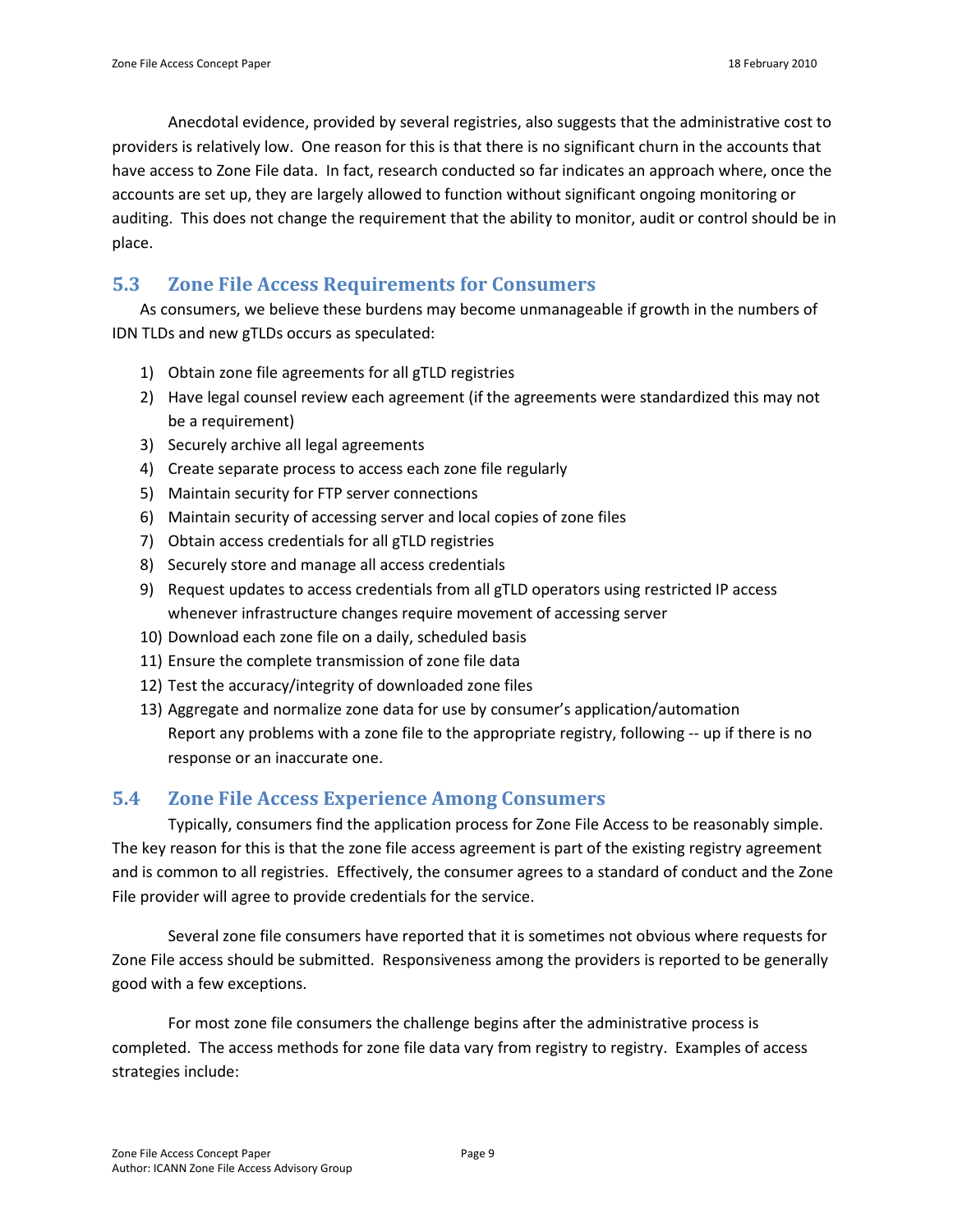Anecdotal evidence, provided by several registries, also suggests that the administrative cost to providers is relatively low. One reason for this is that there is no significant churn in the accounts that have access to Zone File data. In fact, research conducted so far indicates an approach where, once the accounts are set up, they are largely allowed to function without significant ongoing monitoring or auditing. This does not change the requirement that the ability to monitor, audit or control should be in place.

## 5.3 Zone File Access Requirements for Consumers

As consumers, we believe these burdens may become unmanageable if growth in the numbers of IDN TLDs and new gTLDs occurs as speculated:

1) Obtain zone file agreements for all gTLD registries
2) Have legal counsel review each agreement (if the agreements were standardized this may not be a requirement)
3) Securely archive all legal agreements
4) Create separate process to access each zone file regularly
5) Maintain security for FTP server connections
6) Maintain security of accessing server and local copies of zone files
7) Obtain access credentials for all gTLD registries
8) Securely store and manage all access credentials
9) Request updates to access credentials from all gTLD operators using restricted IP access whenever infrastructure changes require movement of accessing server
10) Download each zone file on a daily, scheduled basis
11) Ensure the complete transmission of zone file data
12) Test the accuracy/integrity of downloaded zone files
13) Aggregate and normalize zone data for use by consumer's application/automation
    Report any problems with a zone file to the appropriate registry, following -- up if there is no response or an inaccurate one.

## 5.4 Zone File Access Experience Among Consumers

Typically, consumers find the application process for Zone File Access to be reasonably simple. The key reason for this is that the zone file access agreement is part of the existing registry agreement and is common to all registries. Effectively, the consumer agrees to a standard of conduct and the Zone File provider will agree to provide credentials for the service.

Several zone file consumers have reported that it is sometimes not obvious where requests for Zone File access should be submitted. Responsiveness among the providers is reported to be generally good with a few exceptions.

For most zone file consumers the challenge begins after the administrative process is completed. The access methods for zone file data vary from registry to registry. Examples of access strategies include: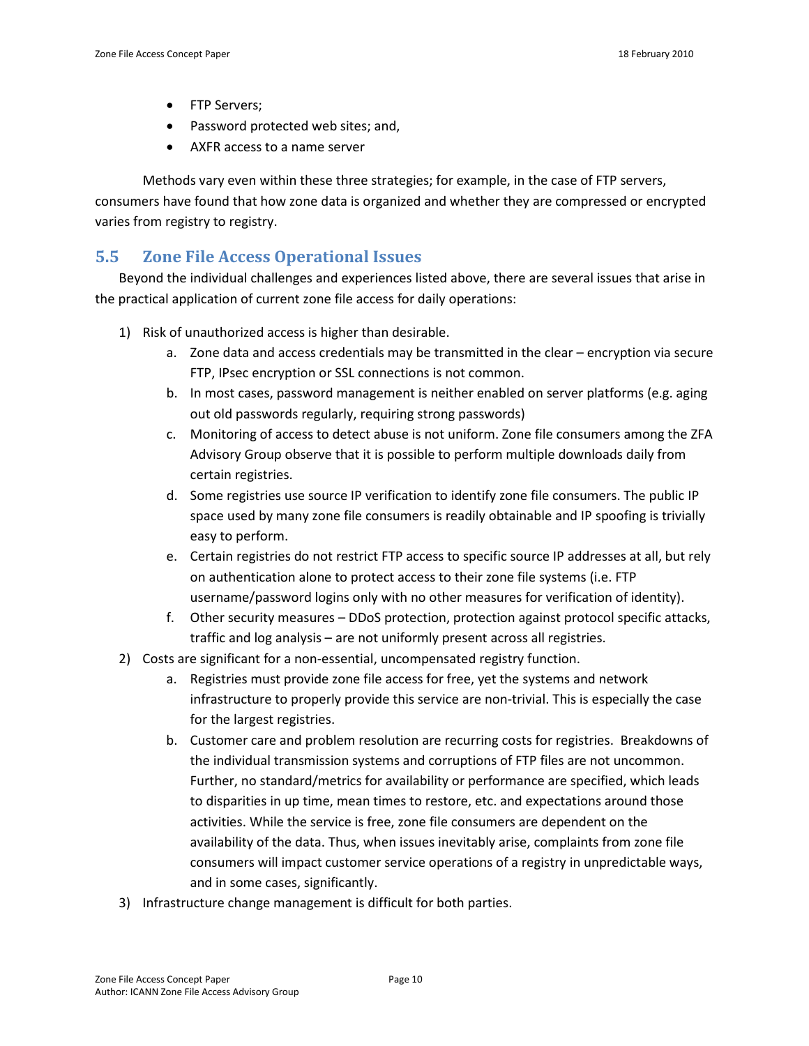- FTP Servers;
- Password protected web sites; and,
- AXFR access to a name server

Methods vary even within these three strategies; for example, in the case of FTP servers, consumers have found that how zone data is organized and whether they are compressed or encrypted varies from registry to registry.

## 5.5 Zone File Access Operational Issues

Beyond the individual challenges and experiences listed above, there are several issues that arise in the practical application of current zone file access for daily operations:

1) Risk of unauthorized access is higher than desirable.
    a. Zone data and access credentials may be transmitted in the clear – encryption via secure FTP, IPsec encryption or SSL connections is not common.
    b. In most cases, password management is neither enabled on server platforms (e.g. aging out old passwords regularly, requiring strong passwords)
    c. Monitoring of access to detect abuse is not uniform. Zone file consumers among the ZFA Advisory Group observe that it is possible to perform multiple downloads daily from certain registries.
    d. Some registries use source IP verification to identify zone file consumers. The public IP space used by many zone file consumers is readily obtainable and IP spoofing is trivially easy to perform.
    e. Certain registries do not restrict FTP access to specific source IP addresses at all, but rely on authentication alone to protect access to their zone file systems (i.e. FTP username/password logins only with no other measures for verification of identity).
    f. Other security measures – DDoS protection, protection against protocol specific attacks, traffic and log analysis – are not uniformly present across all registries.
2) Costs are significant for a non-essential, uncompensated registry function.
    a. Registries must provide zone file access for free, yet the systems and network infrastructure to properly provide this service are non-trivial. This is especially the case for the largest registries.
    b. Customer care and problem resolution are recurring costs for registries. Breakdowns of the individual transmission systems and corruptions of FTP files are not uncommon. Further, no standard/metrics for availability or performance are specified, which leads to disparities in up time, mean times to restore, etc. and expectations around those activities. While the service is free, zone file consumers are dependent on the availability of the data. Thus, when issues inevitably arise, complaints from zone file consumers will impact customer service operations of a registry in unpredictable ways, and in some cases, significantly.
3) Infrastructure change management is difficult for both parties.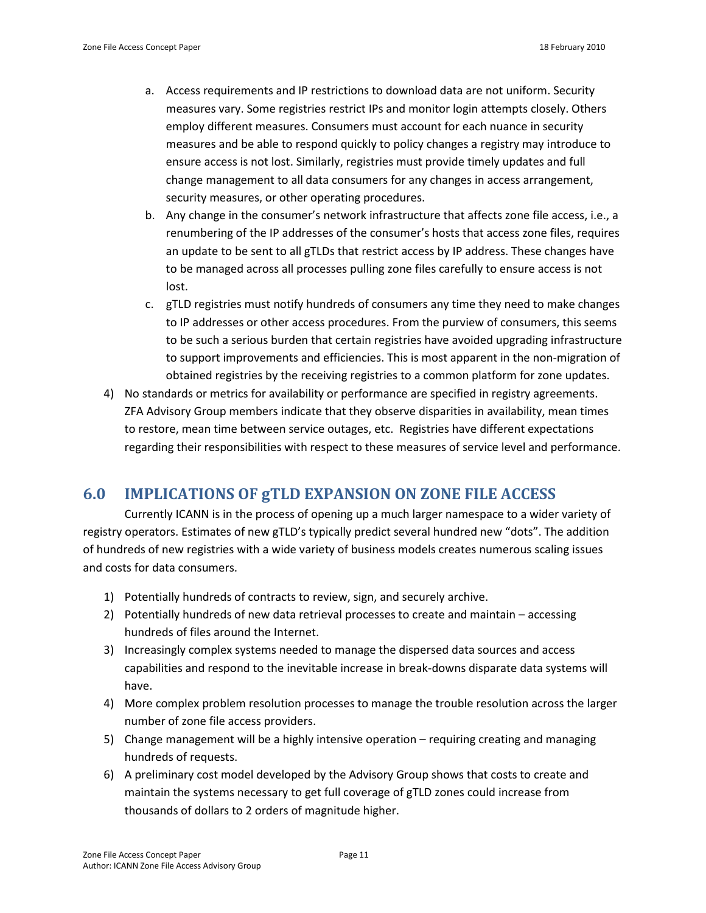a. Access requirements and IP restrictions to download data are not uniform. Security measures vary. Some registries restrict IPs and monitor login attempts closely. Others employ different measures. Consumers must account for each nuance in security measures and be able to respond quickly to policy changes a registry may introduce to ensure access is not lost. Similarly, registries must provide timely updates and full change management to all data consumers for any changes in access arrangement, security measures, or other operating procedures.
   b. Any change in the consumer's network infrastructure that affects zone file access, i.e., a renumbering of the IP addresses of the consumer's hosts that access zone files, requires an update to be sent to all gTLDs that restrict access by IP address. These changes have to be managed across all processes pulling zone files carefully to ensure access is not lost.
   c. gTLD registries must notify hundreds of consumers any time they need to make changes to IP addresses or other access procedures. From the purview of consumers, this seems to be such a serious burden that certain registries have avoided upgrading infrastructure to support improvements and efficiencies. This is most apparent in the non-migration of obtained registries by the receiving registries to a common platform for zone updates.

4) No standards or metrics for availability or performance are specified in registry agreements. ZFA Advisory Group members indicate that they observe disparities in availability, mean times to restore, mean time between service outages, etc. Registries have different expectations regarding their responsibilities with respect to these measures of service level and performance.

## 6.0 IMPLICATIONS OF gTLD EXPANSION ON ZONE FILE ACCESS

Currently ICANN is in the process of opening up a much larger namespace to a wider variety of registry operators. Estimates of new gTLD's typically predict several hundred new "dots". The addition of hundreds of new registries with a wide variety of business models creates numerous scaling issues and costs for data consumers.

1) Potentially hundreds of contracts to review, sign, and securely archive.
2) Potentially hundreds of new data retrieval processes to create and maintain – accessing hundreds of files around the Internet.
3) Increasingly complex systems needed to manage the dispersed data sources and access capabilities and respond to the inevitable increase in break-downs disparate data systems will have.
4) More complex problem resolution processes to manage the trouble resolution across the larger number of zone file access providers.
5) Change management will be a highly intensive operation – requiring creating and managing hundreds of requests.
6) A preliminary cost model developed by the Advisory Group shows that costs to create and maintain the systems necessary to get full coverage of gTLD zones could increase from thousands of dollars to 2 orders of magnitude higher.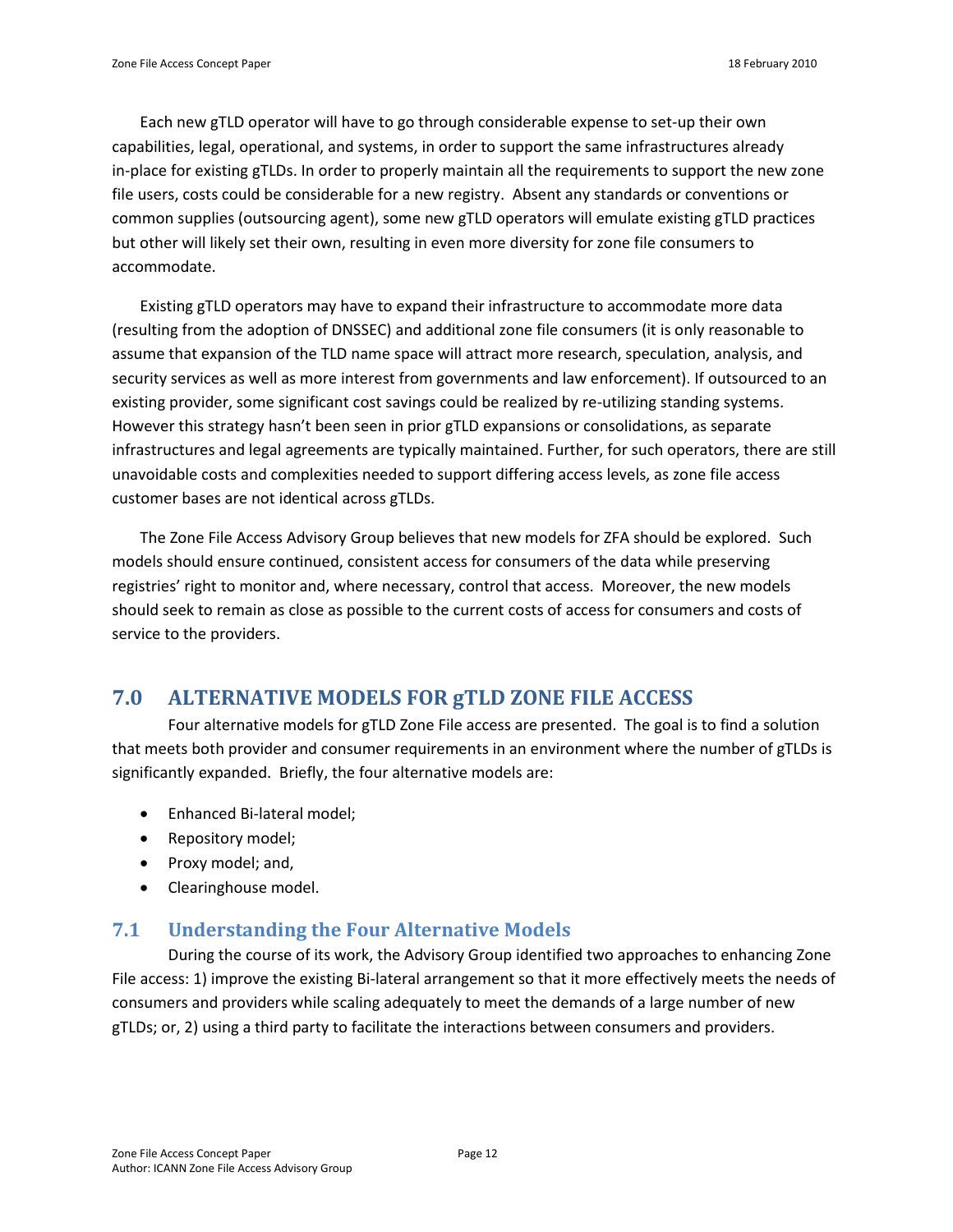Each new gTLD operator will have to go through considerable expense to set-up their own capabilities, legal, operational, and systems, in order to support the same infrastructures already in-place for existing gTLDs. In order to properly maintain all the requirements to support the new zone file users, costs could be considerable for a new registry. Absent any standards or conventions or common supplies (outsourcing agent), some new gTLD operators will emulate existing gTLD practices but other will likely set their own, resulting in even more diversity for zone file consumers to accommodate.

Existing gTLD operators may have to expand their infrastructure to accommodate more data (resulting from the adoption of DNSSEC) and additional zone file consumers (it is only reasonable to assume that expansion of the TLD name space will attract more research, speculation, analysis, and security services as well as more interest from governments and law enforcement). If outsourced to an existing provider, some significant cost savings could be realized by re-utilizing standing systems. However this strategy hasn't been seen in prior gTLD expansions or consolidations, as separate infrastructures and legal agreements are typically maintained. Further, for such operators, there are still unavoidable costs and complexities needed to support differing access levels, as zone file access customer bases are not identical across gTLDs.

The Zone File Access Advisory Group believes that new models for ZFA should be explored. Such models should ensure continued, consistent access for consumers of the data while preserving registries' right to monitor and, where necessary, control that access. Moreover, the new models should seek to remain as close as possible to the current costs of access for consumers and costs of service to the providers.

# 7.0 ALTERNATIVE MODELS FOR gTLD ZONE FILE ACCESS

Four alternative models for gTLD Zone File access are presented. The goal is to find a solution that meets both provider and consumer requirements in an environment where the number of gTLDs is significantly expanded. Briefly, the four alternative models are:

- Enhanced Bi-lateral model;
- Repository model;
- Proxy model; and,
- Clearinghouse model.

## 7.1 Understanding the Four Alternative Models

During the course of its work, the Advisory Group identified two approaches to enhancing Zone File access: 1) improve the existing Bi-lateral arrangement so that it more effectively meets the needs of consumers and providers while scaling adequately to meet the demands of a large number of new gTLDs; or, 2) using a third party to facilitate the interactions between consumers and providers.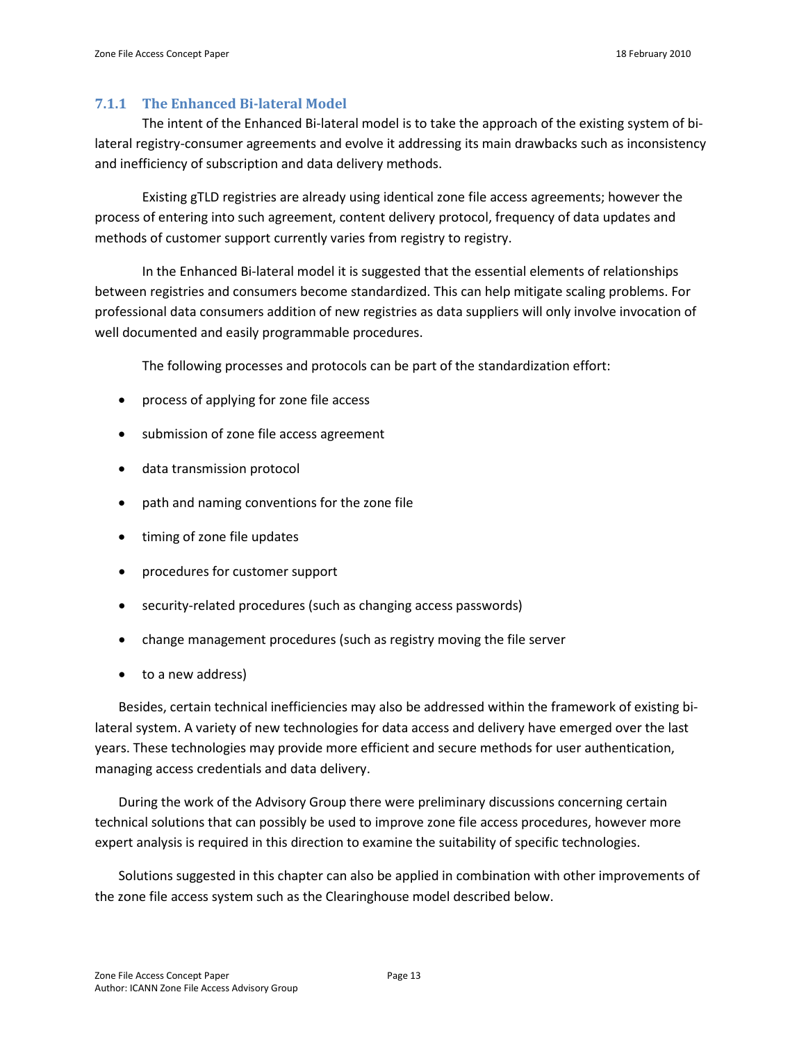### 7.1.1 The Enhanced Bi-lateral Model

The intent of the Enhanced Bi-lateral model is to take the approach of the existing system of bi-lateral registry-consumer agreements and evolve it addressing its main drawbacks such as inconsistency and inefficiency of subscription and data delivery methods.

Existing gTLD registries are already using identical zone file access agreements; however the process of entering into such agreement, content delivery protocol, frequency of data updates and methods of customer support currently varies from registry to registry.

In the Enhanced Bi-lateral model it is suggested that the essential elements of relationships between registries and consumers become standardized. This can help mitigate scaling problems. For professional data consumers addition of new registries as data suppliers will only involve invocation of well documented and easily programmable procedures.

The following processes and protocols can be part of the standardization effort:

- process of applying for zone file access
- submission of zone file access agreement
- data transmission protocol
- path and naming conventions for the zone file
- timing of zone file updates
- procedures for customer support
- security-related procedures (such as changing access passwords)
- change management procedures (such as registry moving the file server
- to a new address)

Besides, certain technical inefficiencies may also be addressed within the framework of existing bi-lateral system. A variety of new technologies for data access and delivery have emerged over the last years. These technologies may provide more efficient and secure methods for user authentication, managing access credentials and data delivery.

During the work of the Advisory Group there were preliminary discussions concerning certain technical solutions that can possibly be used to improve zone file access procedures, however more expert analysis is required in this direction to examine the suitability of specific technologies.

Solutions suggested in this chapter can also be applied in combination with other improvements of the zone file access system such as the Clearinghouse model described below.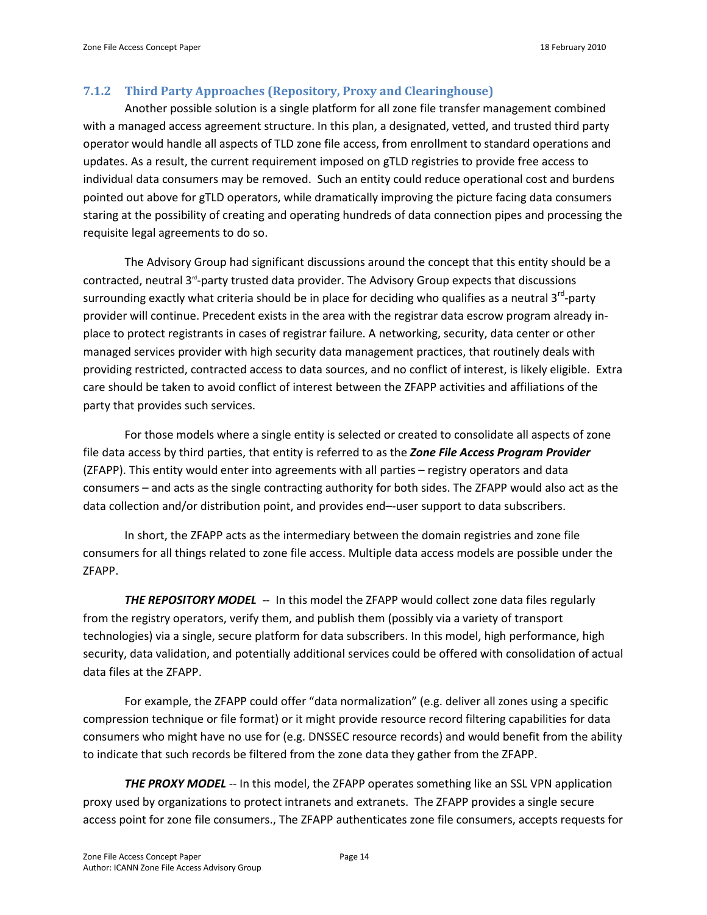### 7.1.2 Third Party Approaches (Repository, Proxy and Clearinghouse)

Another possible solution is a single platform for all zone file transfer management combined with a managed access agreement structure. In this plan, a designated, vetted, and trusted third party operator would handle all aspects of TLD zone file access, from enrollment to standard operations and updates. As a result, the current requirement imposed on gTLD registries to provide free access to individual data consumers may be removed. Such an entity could reduce operational cost and burdens pointed out above for gTLD operators, while dramatically improving the picture facing data consumers staring at the possibility of creating and operating hundreds of data connection pipes and processing the requisite legal agreements to do so.

The Advisory Group had significant discussions around the concept that this entity should be a contracted, neutral 3rd-party trusted data provider. The Advisory Group expects that discussions surrounding exactly what criteria should be in place for deciding who qualifies as a neutral 3rd-party provider will continue. Precedent exists in the area with the registrar data escrow program already in-place to protect registrants in cases of registrar failure. A networking, security, data center or other managed services provider with high security data management practices, that routinely deals with providing restricted, contracted access to data sources, and no conflict of interest, is likely eligible. Extra care should be taken to avoid conflict of interest between the ZFAPP activities and affiliations of the party that provides such services.

For those models where a single entity is selected or created to consolidate all aspects of zone file data access by third parties, that entity is referred to as the ***Zone File Access Program Provider*** (ZFAPP). This entity would enter into agreements with all parties – registry operators and data consumers – and acts as the single contracting authority for both sides. The ZFAPP would also act as the data collection and/or distribution point, and provides end–-user support to data subscribers.

In short, the ZFAPP acts as the intermediary between the domain registries and zone file consumers for all things related to zone file access. Multiple data access models are possible under the ZFAPP.

***THE REPOSITORY MODEL*** -- In this model the ZFAPP would collect zone data files regularly from the registry operators, verify them, and publish them (possibly via a variety of transport technologies) via a single, secure platform for data subscribers. In this model, high performance, high security, data validation, and potentially additional services could be offered with consolidation of actual data files at the ZFAPP.

For example, the ZFAPP could offer "data normalization" (e.g. deliver all zones using a specific compression technique or file format) or it might provide resource record filtering capabilities for data consumers who might have no use for (e.g. DNSSEC resource records) and would benefit from the ability to indicate that such records be filtered from the zone data they gather from the ZFAPP.

***THE PROXY MODEL*** -- In this model, the ZFAPP operates something like an SSL VPN application proxy used by organizations to protect intranets and extranets. The ZFAPP provides a single secure access point for zone file consumers., The ZFAPP authenticates zone file consumers, accepts requests for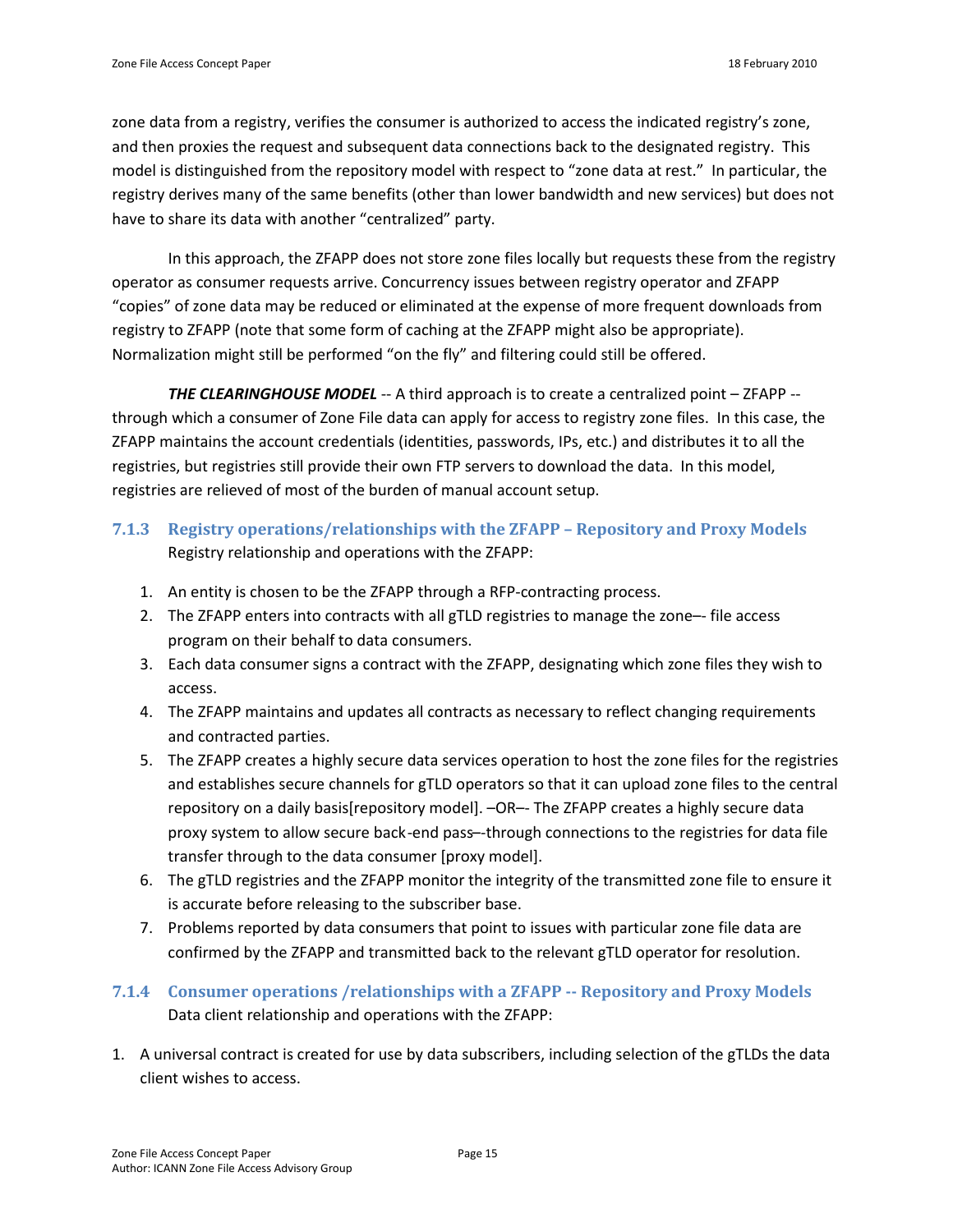zone data from a registry, verifies the consumer is authorized to access the indicated registry's zone, and then proxies the request and subsequent data connections back to the designated registry. This model is distinguished from the repository model with respect to "zone data at rest." In particular, the registry derives many of the same benefits (other than lower bandwidth and new services) but does not have to share its data with another "centralized" party.

In this approach, the ZFAPP does not store zone files locally but requests these from the registry operator as consumer requests arrive. Concurrency issues between registry operator and ZFAPP "copies" of zone data may be reduced or eliminated at the expense of more frequent downloads from registry to ZFAPP (note that some form of caching at the ZFAPP might also be appropriate). Normalization might still be performed "on the fly" and filtering could still be offered.

***THE CLEARINGHOUSE MODEL*** -- A third approach is to create a centralized point – ZFAPP -- through which a consumer of Zone File data can apply for access to registry zone files. In this case, the ZFAPP maintains the account credentials (identities, passwords, IPs, etc.) and distributes it to all the registries, but registries still provide their own FTP servers to download the data. In this model, registries are relieved of most of the burden of manual account setup.

### 7.1.3 Registry operations/relationships with the ZFAPP – Repository and Proxy Models

Registry relationship and operations with the ZFAPP:

1. An entity is chosen to be the ZFAPP through a RFP-contracting process.
2. The ZFAPP enters into contracts with all gTLD registries to manage the zone–- file access program on their behalf to data consumers.
3. Each data consumer signs a contract with the ZFAPP, designating which zone files they wish to access.
4. The ZFAPP maintains and updates all contracts as necessary to reflect changing requirements and contracted parties.
5. The ZFAPP creates a highly secure data services operation to host the zone files for the registries and establishes secure channels for gTLD operators so that it can upload zone files to the central repository on a daily basis[repository model]. –OR–- The ZFAPP creates a highly secure data proxy system to allow secure back-end pass–-through connections to the registries for data file transfer through to the data consumer [proxy model].
6. The gTLD registries and the ZFAPP monitor the integrity of the transmitted zone file to ensure it is accurate before releasing to the subscriber base.
7. Problems reported by data consumers that point to issues with particular zone file data are confirmed by the ZFAPP and transmitted back to the relevant gTLD operator for resolution.

### 7.1.4 Consumer operations /relationships with a ZFAPP -- Repository and Proxy Models

Data client relationship and operations with the ZFAPP:

1. A universal contract is created for use by data subscribers, including selection of the gTLDs the data client wishes to access.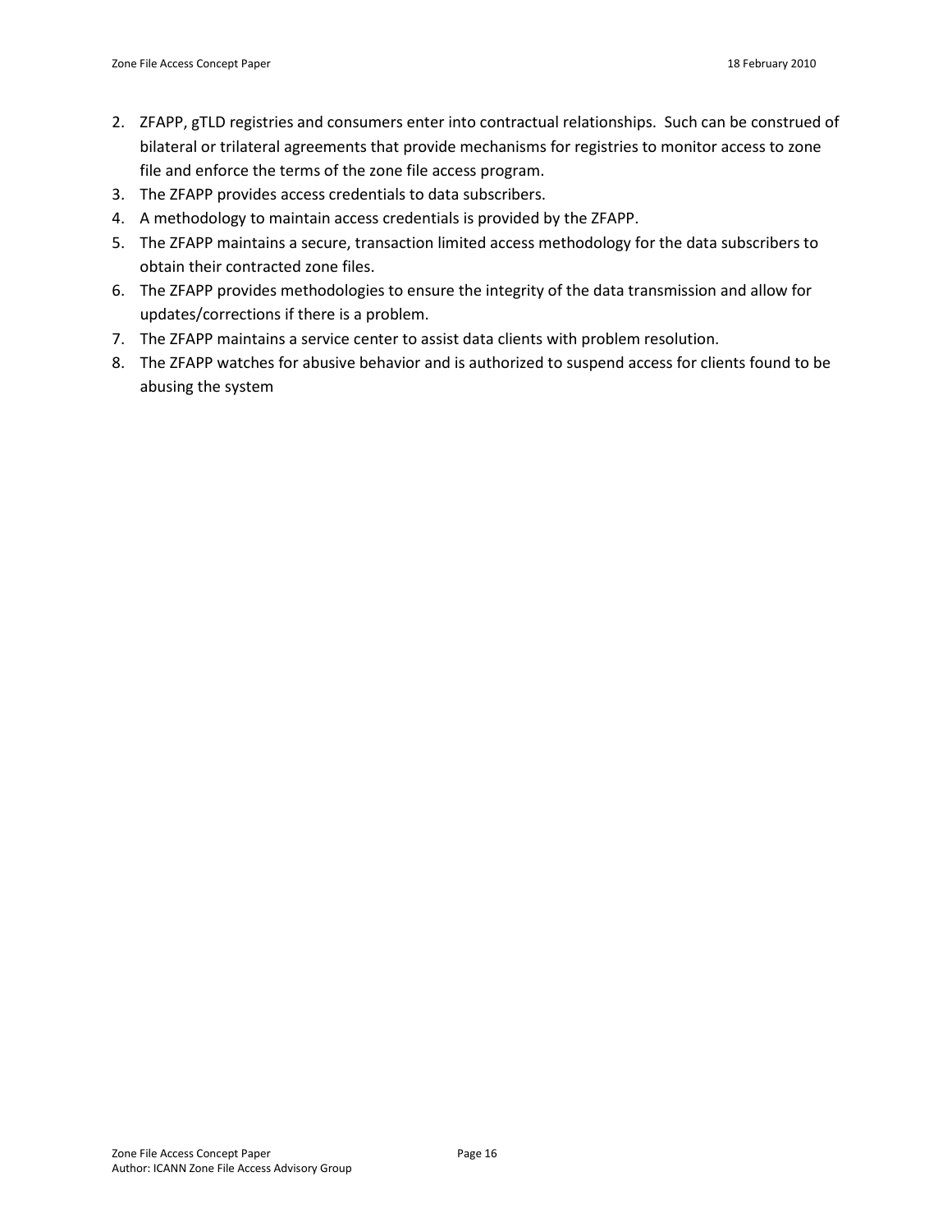2. ZFAPP, gTLD registries and consumers enter into contractual relationships. Such can be construed of bilateral or trilateral agreements that provide mechanisms for registries to monitor access to zone file and enforce the terms of the zone file access program.
3. The ZFAPP provides access credentials to data subscribers.
4. A methodology to maintain access credentials is provided by the ZFAPP.
5. The ZFAPP maintains a secure, transaction limited access methodology for the data subscribers to obtain their contracted zone files.
6. The ZFAPP provides methodologies to ensure the integrity of the data transmission and allow for updates/corrections if there is a problem.
7. The ZFAPP maintains a service center to assist data clients with problem resolution.
8. The ZFAPP watches for abusive behavior and is authorized to suspend access for clients found to be abusing the system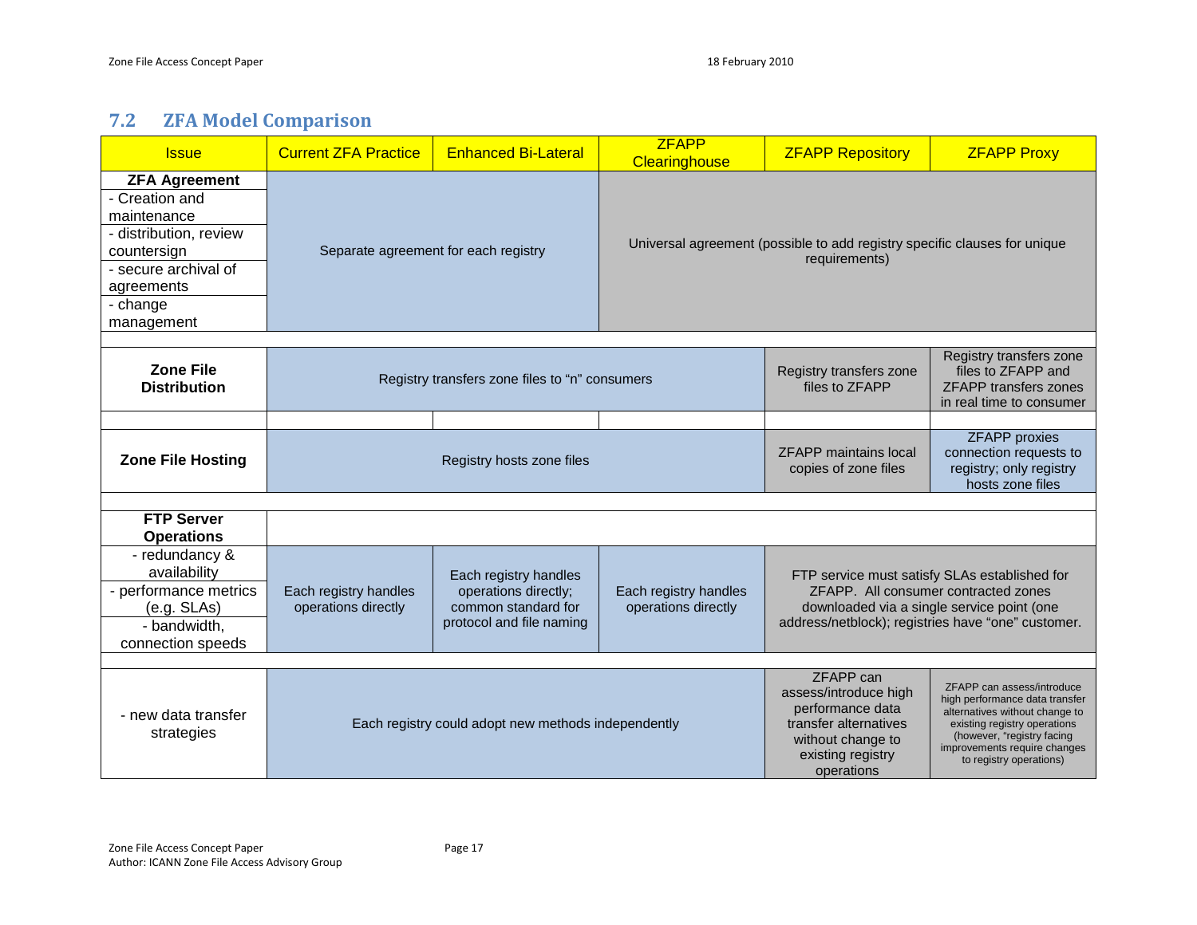## 7.2 ZFA Model Comparison

| Issue | Current ZFA Practice | Enhanced Bi-Lateral | ZFAPP Clearinghouse | ZFAPP Repository | ZFAPP Proxy |
|---|---|---|---|---|---|
| **ZFA Agreement**<br>- Creation and maintenance<br>- distribution, review countersign<br>- secure archival of agreements<br>- change management | Separate agreement for each registry | | Universal agreement (possible to add registry specific clauses for unique requirements) | | |
| **Zone File Distribution** | Registry transfers zone files to "n" consumers | | | Registry transfers zone files to ZFAPP | Registry transfers zone files to ZFAPP and ZFAPP transfers zones in real time to consumer |
| **Zone File Hosting** | Registry hosts zone files | | | ZFAPP maintains local copies of zone files | ZFAPP proxies connection requests to registry; only registry hosts zone files |
| **FTP Server Operations**<br>- redundancy & availability<br>- performance metrics (e.g. SLAs)<br>- bandwidth, connection speeds | Each registry handles operations directly | Each registry handles operations directly; common standard for protocol and file naming | Each registry handles operations directly | FTP service must satisfy SLAs established for ZFAPP. All consumer contracted zones downloaded via a single service point (one address/netblock); registries have "one" customer. | |
| - new data transfer strategies | Each registry could adopt new methods independently | | | ZFAPP can assess/introduce high performance data transfer alternatives without change to existing registry operations | ZFAPP can assess/introduce high performance data transfer alternatives without change to existing registry operations (however, "registry facing improvements require changes to registry operations) |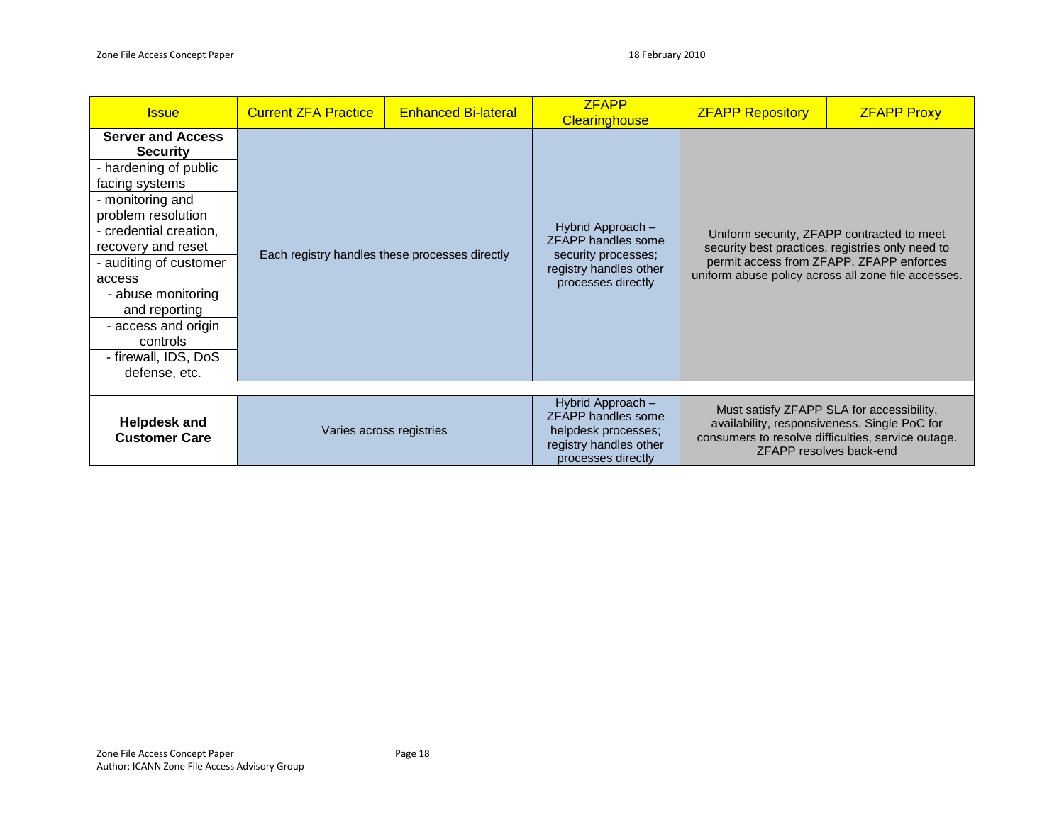| Issue | Current ZFA Practice | Enhanced Bi-lateral | ZFAPP Clearinghouse | ZFAPP Repository | ZFAPP Proxy |
|---|---|---|---|---|---|
| **Server and Access Security**<br>- hardening of public facing systems<br>- monitoring and problem resolution<br>- credential creation, recovery and reset<br>- auditing of customer access<br>- abuse monitoring and reporting<br>- access and origin controls<br>- firewall, IDS, DoS defense, etc. | Each registry handles these processes directly | | Hybrid Approach – ZFAPP handles some security processes; registry handles other processes directly | Uniform security, ZFAPP contracted to meet security best practices, registries only need to permit access from ZFAPP. ZFAPP enforces uniform abuse policy across all zone file accesses. | |
| | | | | | |
| **Helpdesk and Customer Care** | Varies across registries | | Hybrid Approach – ZFAPP handles some helpdesk processes; registry handles other processes directly | Must satisfy ZFAPP SLA for accessibility, availability, responsiveness. Single PoC for consumers to resolve difficulties, service outage. ZFAPP resolves back-end | |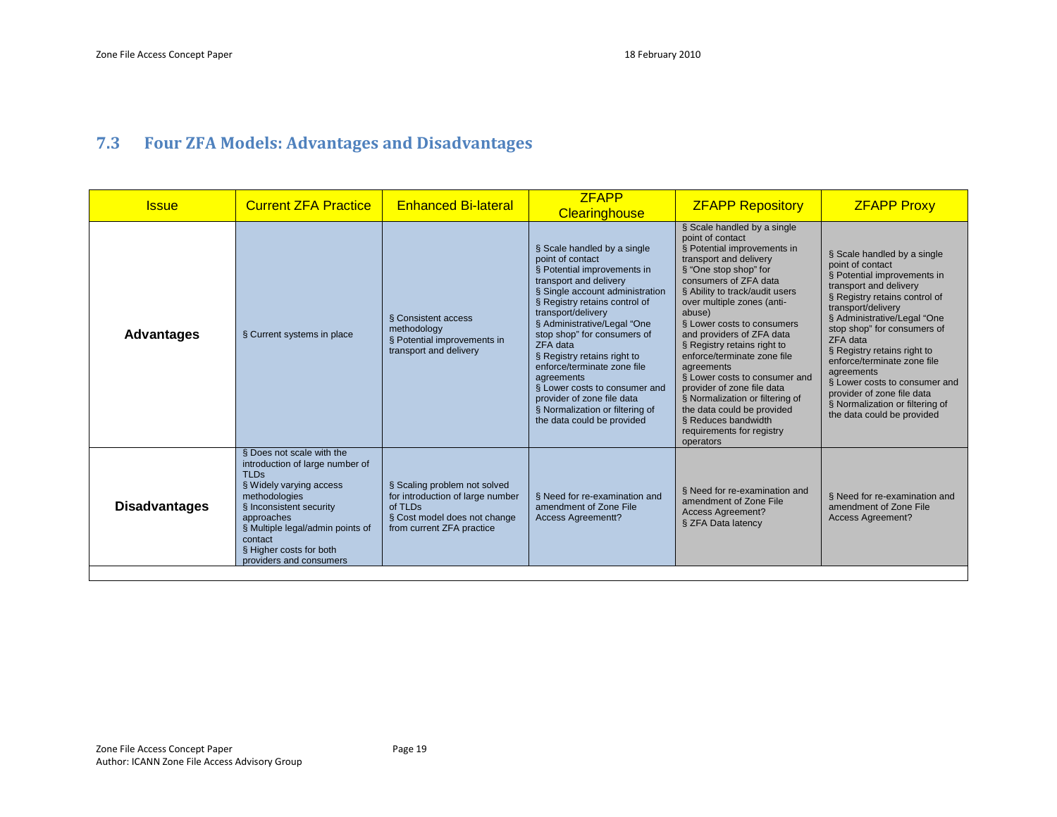## 7.3 Four ZFA Models: Advantages and Disadvantages

| Issue | Current ZFA Practice | Enhanced Bi-lateral | ZFAPP Clearinghouse | ZFAPP Repository | ZFAPP Proxy |
|---|---|---|---|---|---|
| **Advantages** | § Current systems in place | § Consistent access methodology<br>§ Potential improvements in transport and delivery | § Scale handled by a single point of contact<br>§ Potential improvements in transport and delivery<br>§ Single account administration<br>§ Registry retains control of transport/delivery<br>§ Administrative/Legal "One stop shop" for consumers of ZFA data<br>§ Registry retains right to enforce/terminate zone file agreements<br>§ Lower costs to consumer and provider of zone file data<br>§ Normalization or filtering of the data could be provided | § Scale handled by a single point of contact<br>§ Potential improvements in transport and delivery<br>§ "One stop shop" for consumers of ZFA data<br>§ Ability to track/audit users over multiple zones (anti-abuse)<br>§ Lower costs to consumers and providers of ZFA data<br>§ Registry retains right to enforce/terminate zone file agreements<br>§ Lower costs to consumer and provider of zone file data<br>§ Normalization or filtering of the data could be provided<br>§ Reduces bandwidth requirements for registry operators | § Scale handled by a single point of contact<br>§ Potential improvements in transport and delivery<br>§ Registry retains control of transport/delivery<br>§ Administrative/Legal "One stop shop" for consumers of ZFA data<br>§ Registry retains right to enforce/terminate zone file agreements<br>§ Lower costs to consumer and provider of zone file data<br>§ Normalization or filtering of the data could be provided |
| **Disadvantages** | § Does not scale with the introduction of large number of TLDs<br>§ Widely varying access methodologies<br>§ Inconsistent security approaches<br>§ Multiple legal/admin points of contact<br>§ Higher costs for both providers and consumers | § Scaling problem not solved for introduction of large number of TLDs<br>§ Cost model does not change from current ZFA practice | § Need for re-examination and amendment of Zone File Access Agreementt? | § Need for re-examination and amendment of Zone File Access Agreement?<br>§ ZFA Data latency | § Need for re-examination and amendment of Zone File Access Agreement? |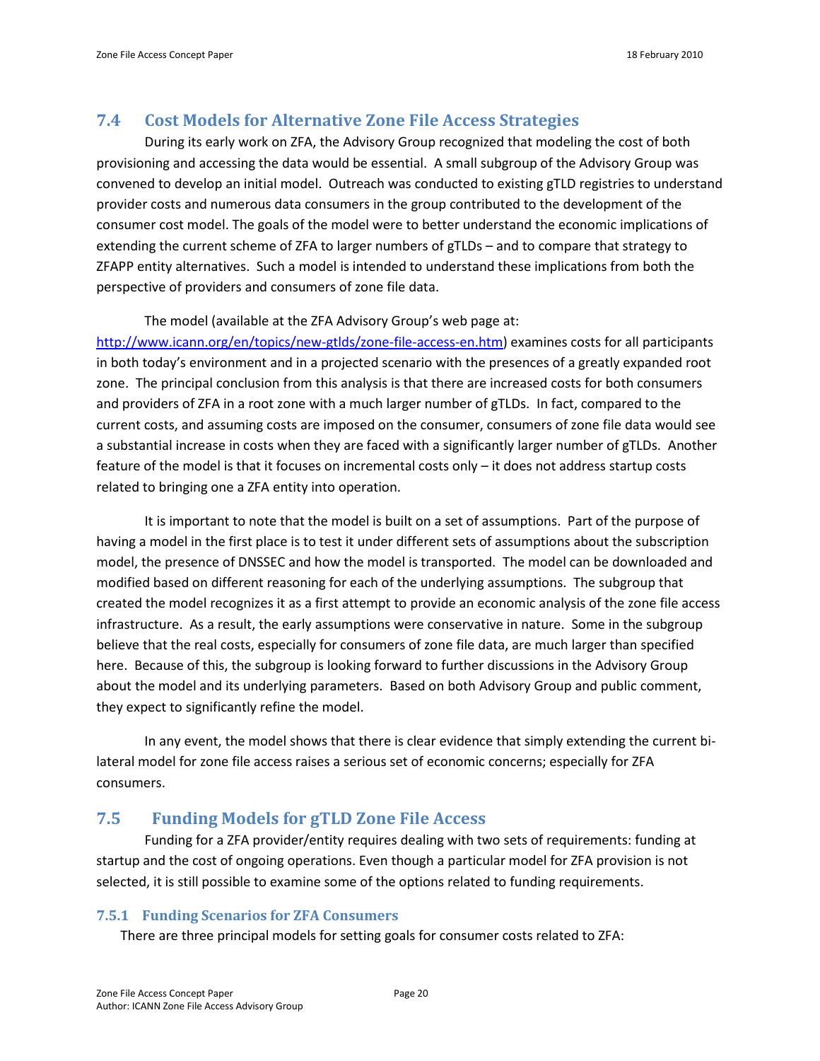## 7.4 Cost Models for Alternative Zone File Access Strategies

During its early work on ZFA, the Advisory Group recognized that modeling the cost of both provisioning and accessing the data would be essential. A small subgroup of the Advisory Group was convened to develop an initial model. Outreach was conducted to existing gTLD registries to understand provider costs and numerous data consumers in the group contributed to the development of the consumer cost model. The goals of the model were to better understand the economic implications of extending the current scheme of ZFA to larger numbers of gTLDs – and to compare that strategy to ZFAPP entity alternatives. Such a model is intended to understand these implications from both the perspective of providers and consumers of zone file data.

The model (available at the ZFA Advisory Group's web page at: http://www.icann.org/en/topics/new-gtlds/zone-file-access-en.htm) examines costs for all participants in both today's environment and in a projected scenario with the presences of a greatly expanded root zone. The principal conclusion from this analysis is that there are increased costs for both consumers and providers of ZFA in a root zone with a much larger number of gTLDs. In fact, compared to the current costs, and assuming costs are imposed on the consumer, consumers of zone file data would see a substantial increase in costs when they are faced with a significantly larger number of gTLDs. Another feature of the model is that it focuses on incremental costs only – it does not address startup costs related to bringing one a ZFA entity into operation.

It is important to note that the model is built on a set of assumptions. Part of the purpose of having a model in the first place is to test it under different sets of assumptions about the subscription model, the presence of DNSSEC and how the model is transported. The model can be downloaded and modified based on different reasoning for each of the underlying assumptions. The subgroup that created the model recognizes it as a first attempt to provide an economic analysis of the zone file access infrastructure. As a result, the early assumptions were conservative in nature. Some in the subgroup believe that the real costs, especially for consumers of zone file data, are much larger than specified here. Because of this, the subgroup is looking forward to further discussions in the Advisory Group about the model and its underlying parameters. Based on both Advisory Group and public comment, they expect to significantly refine the model.

In any event, the model shows that there is clear evidence that simply extending the current bi-lateral model for zone file access raises a serious set of economic concerns; especially for ZFA consumers.

## 7.5 Funding Models for gTLD Zone File Access

Funding for a ZFA provider/entity requires dealing with two sets of requirements: funding at startup and the cost of ongoing operations. Even though a particular model for ZFA provision is not selected, it is still possible to examine some of the options related to funding requirements.

### 7.5.1 Funding Scenarios for ZFA Consumers

There are three principal models for setting goals for consumer costs related to ZFA: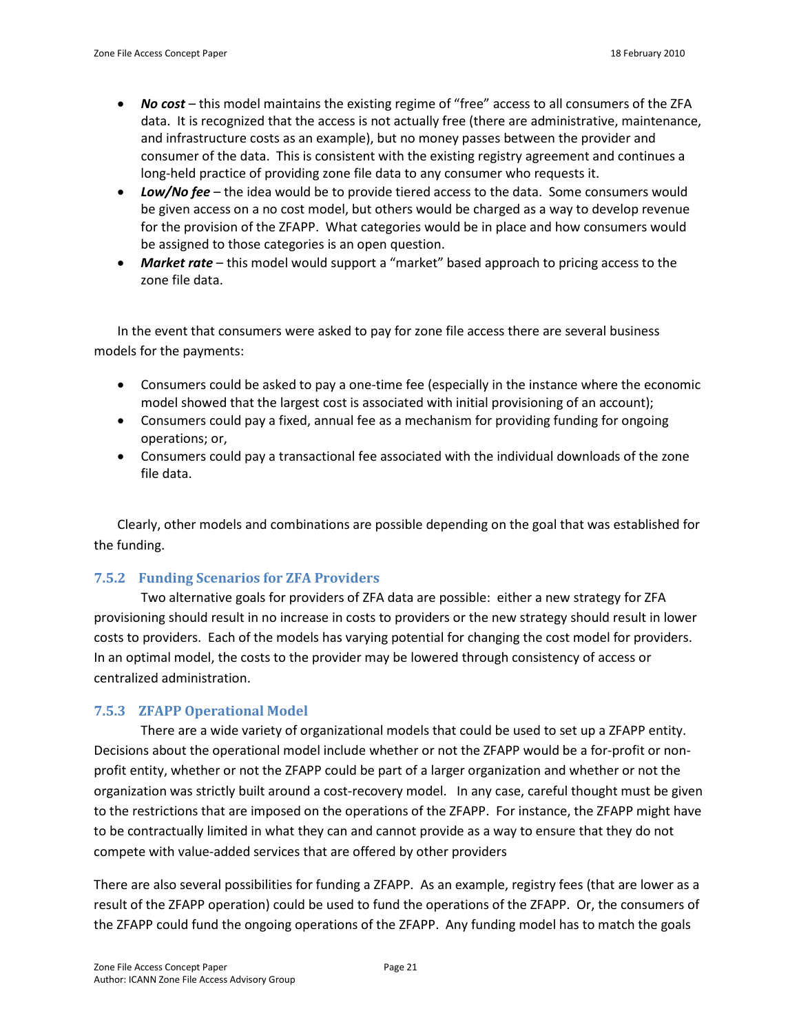- ***No cost*** – this model maintains the existing regime of "free" access to all consumers of the ZFA data. It is recognized that the access is not actually free (there are administrative, maintenance, and infrastructure costs as an example), but no money passes between the provider and consumer of the data. This is consistent with the existing registry agreement and continues a long-held practice of providing zone file data to any consumer who requests it.
- ***Low/No fee*** – the idea would be to provide tiered access to the data. Some consumers would be given access on a no cost model, but others would be charged as a way to develop revenue for the provision of the ZFAPP. What categories would be in place and how consumers would be assigned to those categories is an open question.
- ***Market rate*** – this model would support a "market" based approach to pricing access to the zone file data.

In the event that consumers were asked to pay for zone file access there are several business models for the payments:

- Consumers could be asked to pay a one-time fee (especially in the instance where the economic model showed that the largest cost is associated with initial provisioning of an account);
- Consumers could pay a fixed, annual fee as a mechanism for providing funding for ongoing operations; or,
- Consumers could pay a transactional fee associated with the individual downloads of the zone file data.

Clearly, other models and combinations are possible depending on the goal that was established for the funding.

### 7.5.2 Funding Scenarios for ZFA Providers

Two alternative goals for providers of ZFA data are possible: either a new strategy for ZFA provisioning should result in no increase in costs to providers or the new strategy should result in lower costs to providers. Each of the models has varying potential for changing the cost model for providers. In an optimal model, the costs to the provider may be lowered through consistency of access or centralized administration.

### 7.5.3 ZFAPP Operational Model

There are a wide variety of organizational models that could be used to set up a ZFAPP entity. Decisions about the operational model include whether or not the ZFAPP would be a for-profit or non-profit entity, whether or not the ZFAPP could be part of a larger organization and whether or not the organization was strictly built around a cost-recovery model. In any case, careful thought must be given to the restrictions that are imposed on the operations of the ZFAPP. For instance, the ZFAPP might have to be contractually limited in what they can and cannot provide as a way to ensure that they do not compete with value-added services that are offered by other providers

There are also several possibilities for funding a ZFAPP. As an example, registry fees (that are lower as a result of the ZFAPP operation) could be used to fund the operations of the ZFAPP. Or, the consumers of the ZFAPP could fund the ongoing operations of the ZFAPP. Any funding model has to match the goals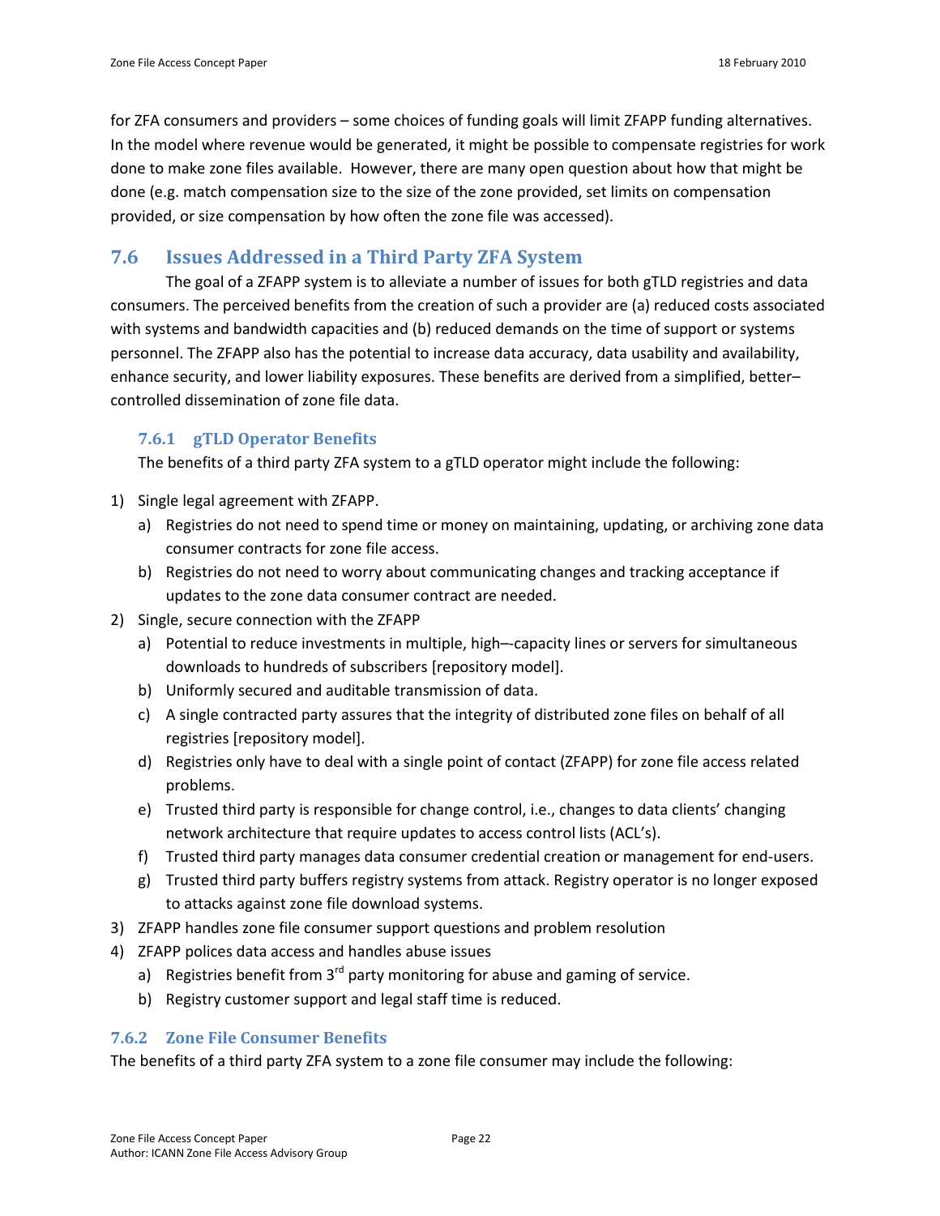for ZFA consumers and providers – some choices of funding goals will limit ZFAPP funding alternatives. In the model where revenue would be generated, it might be possible to compensate registries for work done to make zone files available. However, there are many open question about how that might be done (e.g. match compensation size to the size of the zone provided, set limits on compensation provided, or size compensation by how often the zone file was accessed).

## 7.6 Issues Addressed in a Third Party ZFA System

The goal of a ZFAPP system is to alleviate a number of issues for both gTLD registries and data consumers. The perceived benefits from the creation of such a provider are (a) reduced costs associated with systems and bandwidth capacities and (b) reduced demands on the time of support or systems personnel. The ZFAPP also has the potential to increase data accuracy, data usability and availability, enhance security, and lower liability exposures. These benefits are derived from a simplified, better–controlled dissemination of zone file data.

### 7.6.1 gTLD Operator Benefits

The benefits of a third party ZFA system to a gTLD operator might include the following:

1) Single legal agreement with ZFAPP.
   a) Registries do not need to spend time or money on maintaining, updating, or archiving zone data consumer contracts for zone file access.
   b) Registries do not need to worry about communicating changes and tracking acceptance if updates to the zone data consumer contract are needed.
2) Single, secure connection with the ZFAPP
   a) Potential to reduce investments in multiple, high–-capacity lines or servers for simultaneous downloads to hundreds of subscribers [repository model].
   b) Uniformly secured and auditable transmission of data.
   c) A single contracted party assures that the integrity of distributed zone files on behalf of all registries [repository model].
   d) Registries only have to deal with a single point of contact (ZFAPP) for zone file access related problems.
   e) Trusted third party is responsible for change control, i.e., changes to data clients' changing network architecture that require updates to access control lists (ACL's).
   f) Trusted third party manages data consumer credential creation or management for end-users.
   g) Trusted third party buffers registry systems from attack. Registry operator is no longer exposed to attacks against zone file download systems.
3) ZFAPP handles zone file consumer support questions and problem resolution
4) ZFAPP polices data access and handles abuse issues
   a) Registries benefit from 3rd party monitoring for abuse and gaming of service.
   b) Registry customer support and legal staff time is reduced.

### 7.6.2 Zone File Consumer Benefits

The benefits of a third party ZFA system to a zone file consumer may include the following: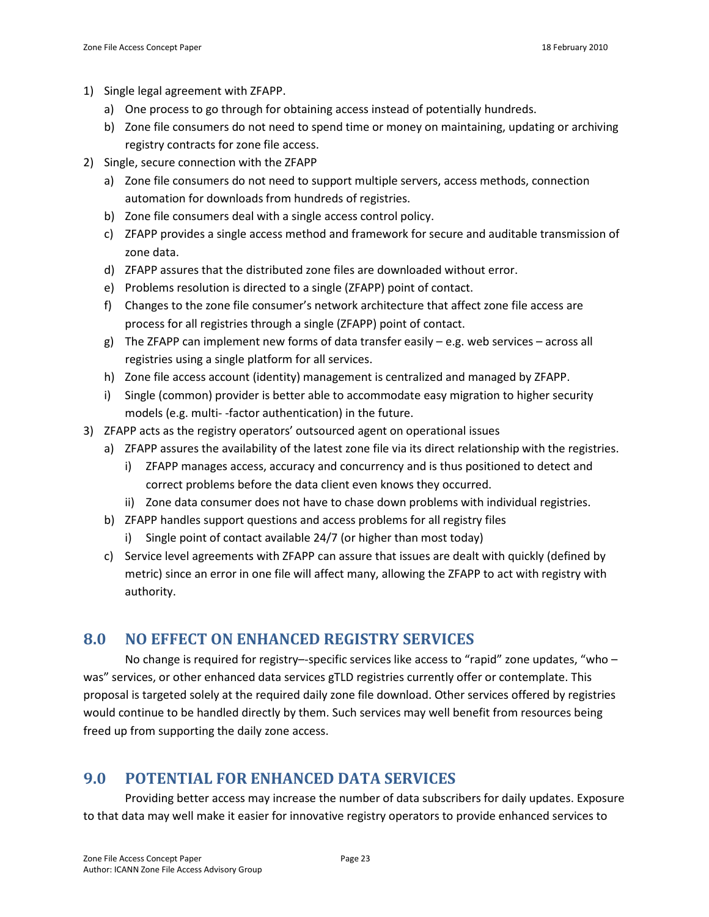1) Single legal agreement with ZFAPP.
   a) One process to go through for obtaining access instead of potentially hundreds.
   b) Zone file consumers do not need to spend time or money on maintaining, updating or archiving registry contracts for zone file access.
2) Single, secure connection with the ZFAPP
   a) Zone file consumers do not need to support multiple servers, access methods, connection automation for downloads from hundreds of registries.
   b) Zone file consumers deal with a single access control policy.
   c) ZFAPP provides a single access method and framework for secure and auditable transmission of zone data.
   d) ZFAPP assures that the distributed zone files are downloaded without error.
   e) Problems resolution is directed to a single (ZFAPP) point of contact.
   f) Changes to the zone file consumer's network architecture that affect zone file access are process for all registries through a single (ZFAPP) point of contact.
   g) The ZFAPP can implement new forms of data transfer easily – e.g. web services – across all registries using a single platform for all services.
   h) Zone file access account (identity) management is centralized and managed by ZFAPP.
   i) Single (common) provider is better able to accommodate easy migration to higher security models (e.g. multi- -factor authentication) in the future.
3) ZFAPP acts as the registry operators' outsourced agent on operational issues
   a) ZFAPP assures the availability of the latest zone file via its direct relationship with the registries.
      i) ZFAPP manages access, accuracy and concurrency and is thus positioned to detect and correct problems before the data client even knows they occurred.
      ii) Zone data consumer does not have to chase down problems with individual registries.
   b) ZFAPP handles support questions and access problems for all registry files
      i) Single point of contact available 24/7 (or higher than most today)
   c) Service level agreements with ZFAPP can assure that issues are dealt with quickly (defined by metric) since an error in one file will affect many, allowing the ZFAPP to act with registry with authority.

## 8.0 NO EFFECT ON ENHANCED REGISTRY SERVICES

No change is required for registry–-specific services like access to "rapid" zone updates, "who – was" services, or other enhanced data services gTLD registries currently offer or contemplate. This proposal is targeted solely at the required daily zone file download. Other services offered by registries would continue to be handled directly by them. Such services may well benefit from resources being freed up from supporting the daily zone access.

## 9.0 POTENTIAL FOR ENHANCED DATA SERVICES

Providing better access may increase the number of data subscribers for daily updates. Exposure to that data may well make it easier for innovative registry operators to provide enhanced services to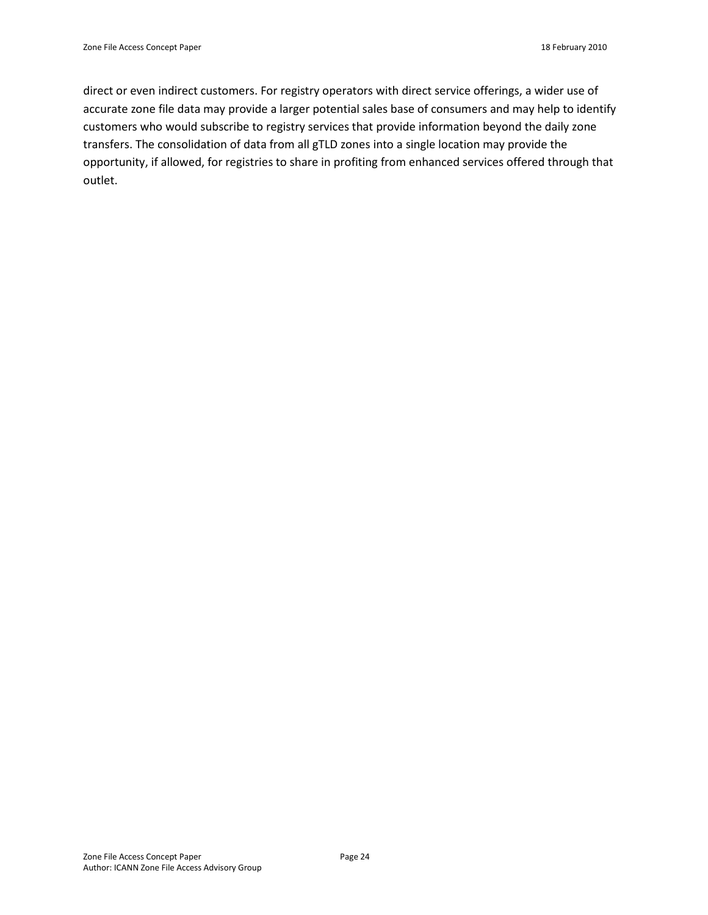direct or even indirect customers. For registry operators with direct service offerings, a wider use of accurate zone file data may provide a larger potential sales base of consumers and may help to identify customers who would subscribe to registry services that provide information beyond the daily zone transfers. The consolidation of data from all gTLD zones into a single location may provide the opportunity, if allowed, for registries to share in profiting from enhanced services offered through that outlet.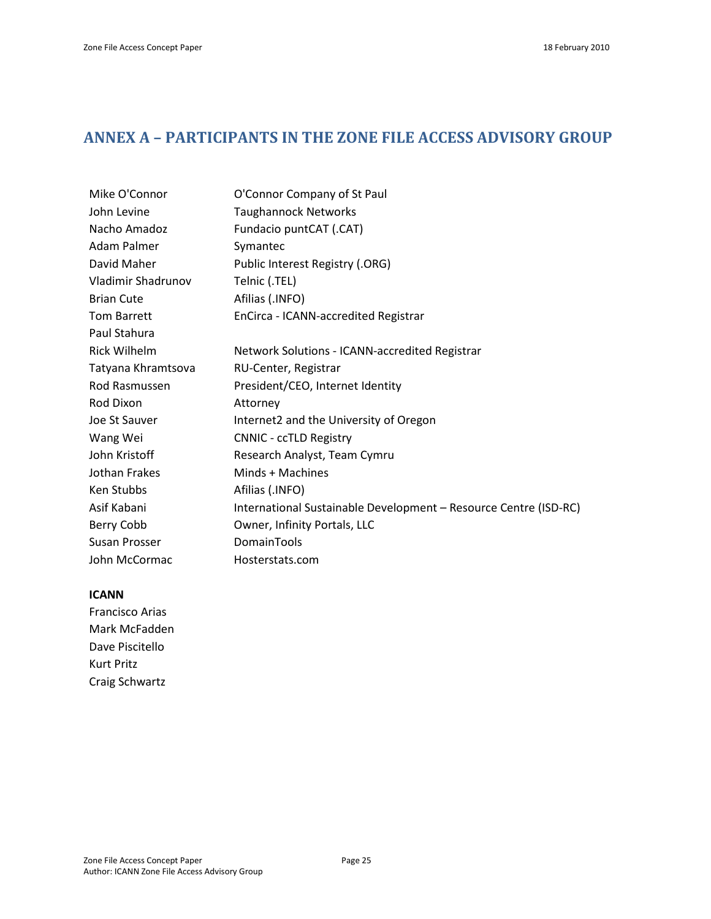# ANNEX A – PARTICIPANTS IN THE ZONE FILE ACCESS ADVISORY GROUP

| | |
|---|---|
| Mike O'Connor | O'Connor Company of St Paul |
| John Levine | Taughannock Networks |
| Nacho Amadoz | Fundacio puntCAT (.CAT) |
| Adam Palmer | Symantec |
| David Maher | Public Interest Registry (.ORG) |
| Vladimir Shadrunov | Telnic (.TEL) |
| Brian Cute | Afilias (.INFO) |
| Tom Barrett | EnCirca - ICANN-accredited Registrar |
| Paul Stahura | |
| Rick Wilhelm | Network Solutions - ICANN-accredited Registrar |
| Tatyana Khramtsova | RU-Center, Registrar |
| Rod Rasmussen | President/CEO, Internet Identity |
| Rod Dixon | Attorney |
| Joe St Sauver | Internet2 and the University of Oregon |
| Wang Wei | CNNIC - ccTLD Registry |
| John Kristoff | Research Analyst, Team Cymru |
| Jothan Frakes | Minds + Machines |
| Ken Stubbs | Afilias (.INFO) |
| Asif Kabani | International Sustainable Development – Resource Centre (ISD-RC) |
| Berry Cobb | Owner, Infinity Portals, LLC |
| Susan Prosser | DomainTools |
| John McCormac | Hosterstats.com |

**ICANN**

Francisco Arias
Mark McFadden
Dave Piscitello
Kurt Pritz
Craig Schwartz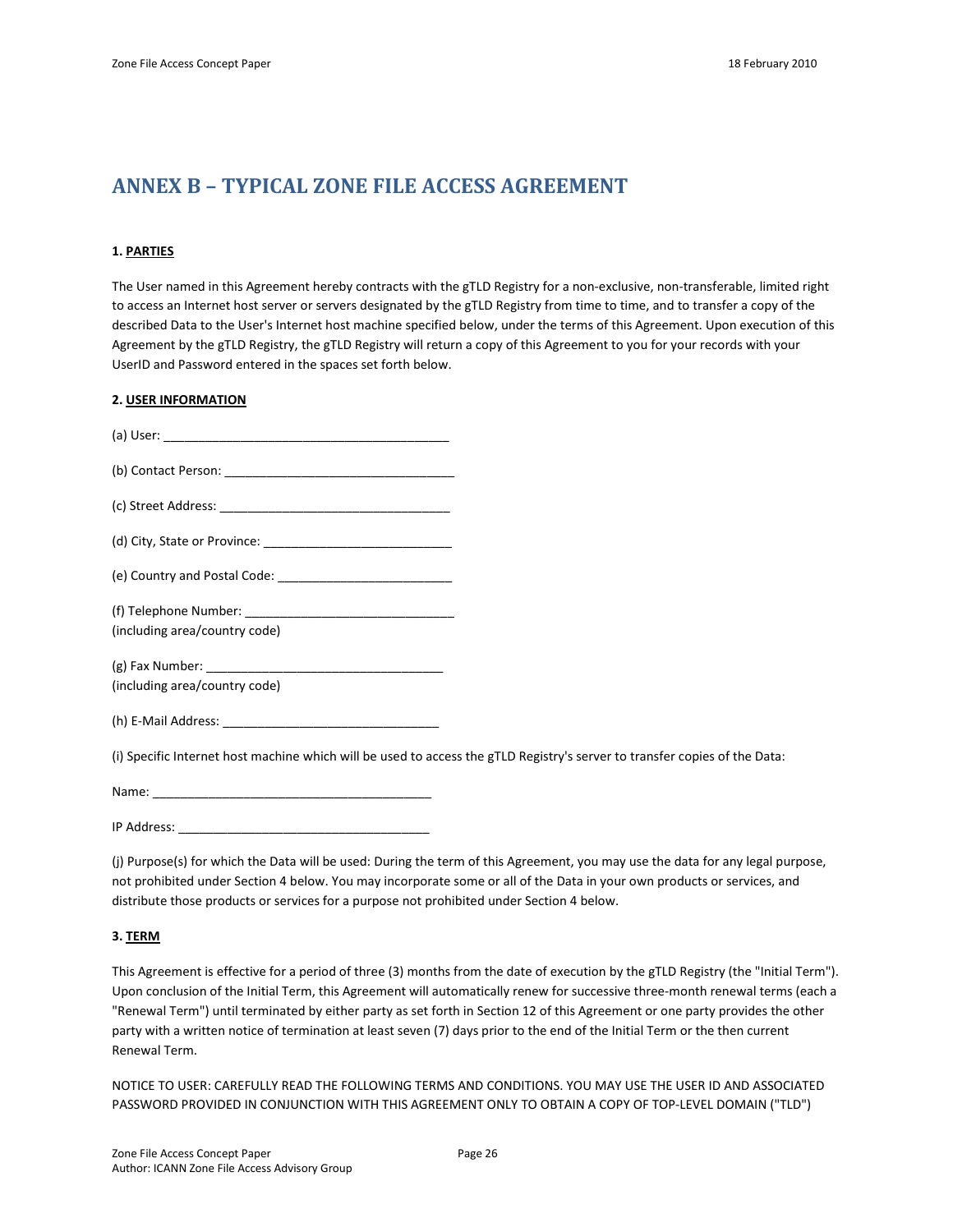# ANNEX B – TYPICAL ZONE FILE ACCESS AGREEMENT

**1. PARTIES**

The User named in this Agreement hereby contracts with the gTLD Registry for a non-exclusive, non-transferable, limited right to access an Internet host server or servers designated by the gTLD Registry from time to time, and to transfer a copy of the described Data to the User's Internet host machine specified below, under the terms of this Agreement. Upon execution of this Agreement by the gTLD Registry, the gTLD Registry will return a copy of this Agreement to you for your records with your UserID and Password entered in the spaces set forth below.

**2. USER INFORMATION**

(a) User: ________________________________________

(b) Contact Person: ________________________________

(c) Street Address: ________________________________

(d) City, State or Province: __________________________

(e) Country and Postal Code: ________________________

(f) Telephone Number: ______________________________
(including area/country code)

(g) Fax Number: _________________________________
(including area/country code)

(h) E-Mail Address: ______________________________

(i) Specific Internet host machine which will be used to access the gTLD Registry's server to transfer copies of the Data:

Name: ________________________________________

IP Address: ___________________________________

(j) Purpose(s) for which the Data will be used: During the term of this Agreement, you may use the data for any legal purpose, not prohibited under Section 4 below. You may incorporate some or all of the Data in your own products or services, and distribute those products or services for a purpose not prohibited under Section 4 below.

**3. TERM**

This Agreement is effective for a period of three (3) months from the date of execution by the gTLD Registry (the "Initial Term"). Upon conclusion of the Initial Term, this Agreement will automatically renew for successive three-month renewal terms (each a "Renewal Term") until terminated by either party as set forth in Section 12 of this Agreement or one party provides the other party with a written notice of termination at least seven (7) days prior to the end of the Initial Term or the then current Renewal Term.

NOTICE TO USER: CAREFULLY READ THE FOLLOWING TERMS AND CONDITIONS. YOU MAY USE THE USER ID AND ASSOCIATED PASSWORD PROVIDED IN CONJUNCTION WITH THIS AGREEMENT ONLY TO OBTAIN A COPY OF TOP-LEVEL DOMAIN ("TLD")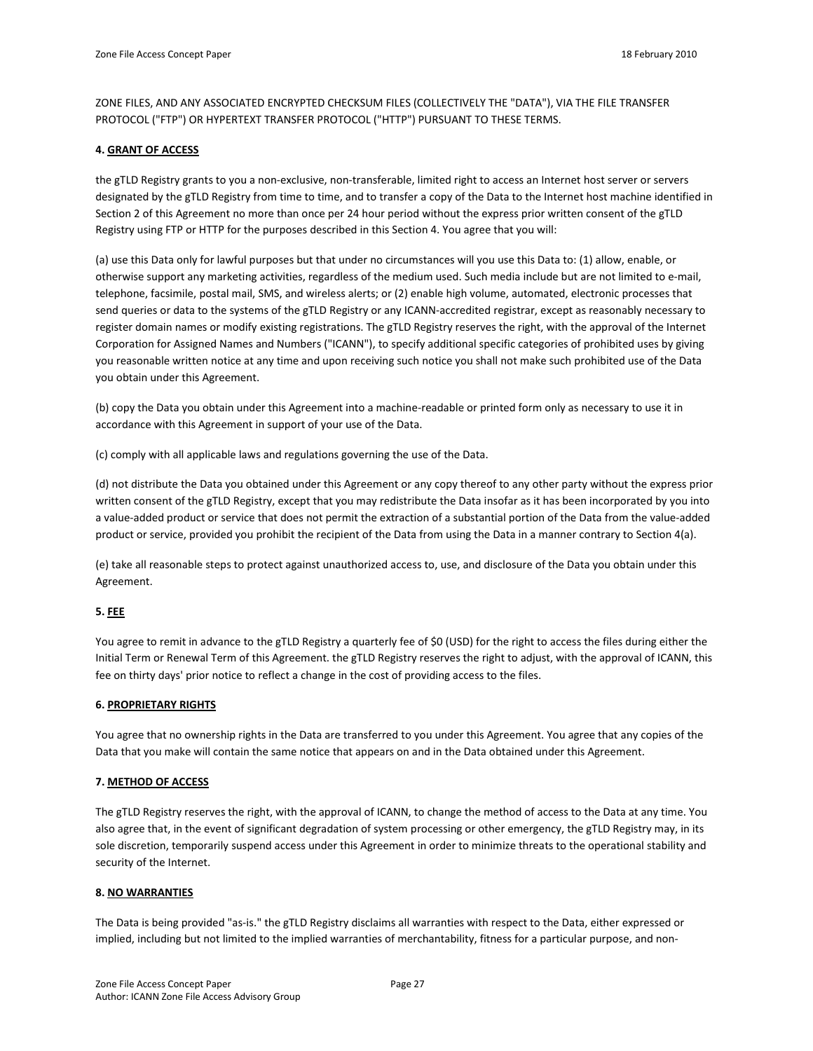ZONE FILES, AND ANY ASSOCIATED ENCRYPTED CHECKSUM FILES (COLLECTIVELY THE "DATA"), VIA THE FILE TRANSFER PROTOCOL ("FTP") OR HYPERTEXT TRANSFER PROTOCOL ("HTTP") PURSUANT TO THESE TERMS.

**4. GRANT OF ACCESS**

the gTLD Registry grants to you a non-exclusive, non-transferable, limited right to access an Internet host server or servers designated by the gTLD Registry from time to time, and to transfer a copy of the Data to the Internet host machine identified in Section 2 of this Agreement no more than once per 24 hour period without the express prior written consent of the gTLD Registry using FTP or HTTP for the purposes described in this Section 4. You agree that you will:

(a) use this Data only for lawful purposes but that under no circumstances will you use this Data to: (1) allow, enable, or otherwise support any marketing activities, regardless of the medium used. Such media include but are not limited to e-mail, telephone, facsimile, postal mail, SMS, and wireless alerts; or (2) enable high volume, automated, electronic processes that send queries or data to the systems of the gTLD Registry or any ICANN-accredited registrar, except as reasonably necessary to register domain names or modify existing registrations. The gTLD Registry reserves the right, with the approval of the Internet Corporation for Assigned Names and Numbers ("ICANN"), to specify additional specific categories of prohibited uses by giving you reasonable written notice at any time and upon receiving such notice you shall not make such prohibited use of the Data you obtain under this Agreement.

(b) copy the Data you obtain under this Agreement into a machine-readable or printed form only as necessary to use it in accordance with this Agreement in support of your use of the Data.

(c) comply with all applicable laws and regulations governing the use of the Data.

(d) not distribute the Data you obtained under this Agreement or any copy thereof to any other party without the express prior written consent of the gTLD Registry, except that you may redistribute the Data insofar as it has been incorporated by you into a value-added product or service that does not permit the extraction of a substantial portion of the Data from the value-added product or service, provided you prohibit the recipient of the Data from using the Data in a manner contrary to Section 4(a).

(e) take all reasonable steps to protect against unauthorized access to, use, and disclosure of the Data you obtain under this Agreement.

**5. FEE**

You agree to remit in advance to the gTLD Registry a quarterly fee of $0 (USD) for the right to access the files during either the Initial Term or Renewal Term of this Agreement. the gTLD Registry reserves the right to adjust, with the approval of ICANN, this fee on thirty days' prior notice to reflect a change in the cost of providing access to the files.

**6. PROPRIETARY RIGHTS**

You agree that no ownership rights in the Data are transferred to you under this Agreement. You agree that any copies of the Data that you make will contain the same notice that appears on and in the Data obtained under this Agreement.

**7. METHOD OF ACCESS**

The gTLD Registry reserves the right, with the approval of ICANN, to change the method of access to the Data at any time. You also agree that, in the event of significant degradation of system processing or other emergency, the gTLD Registry may, in its sole discretion, temporarily suspend access under this Agreement in order to minimize threats to the operational stability and security of the Internet.

**8. NO WARRANTIES**

The Data is being provided "as-is." the gTLD Registry disclaims all warranties with respect to the Data, either expressed or implied, including but not limited to the implied warranties of merchantability, fitness for a particular purpose, and non-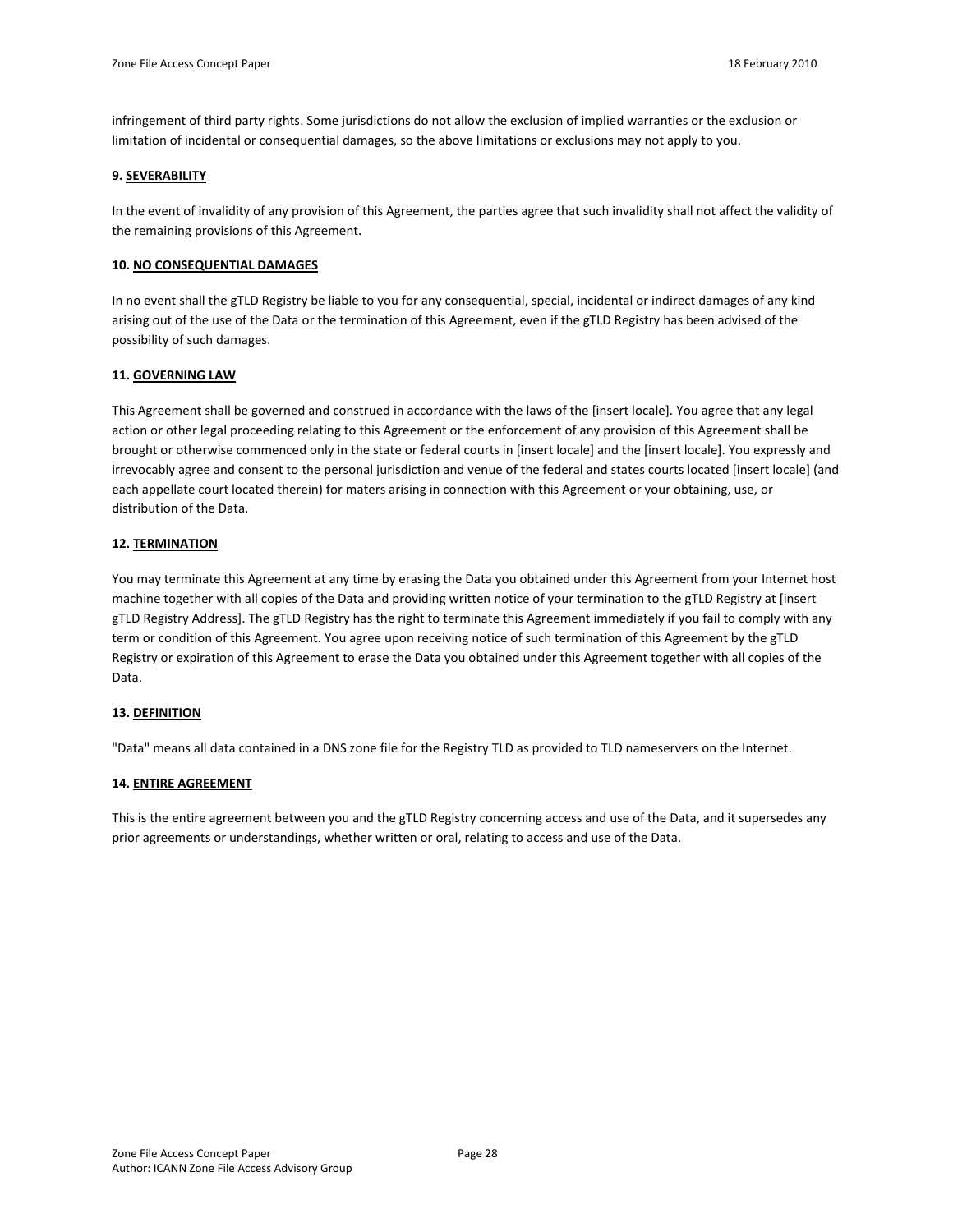infringement of third party rights. Some jurisdictions do not allow the exclusion of implied warranties or the exclusion or limitation of incidental or consequential damages, so the above limitations or exclusions may not apply to you.

**9. SEVERABILITY**

In the event of invalidity of any provision of this Agreement, the parties agree that such invalidity shall not affect the validity of the remaining provisions of this Agreement.

**10. NO CONSEQUENTIAL DAMAGES**

In no event shall the gTLD Registry be liable to you for any consequential, special, incidental or indirect damages of any kind arising out of the use of the Data or the termination of this Agreement, even if the gTLD Registry has been advised of the possibility of such damages.

**11. GOVERNING LAW**

This Agreement shall be governed and construed in accordance with the laws of the [insert locale]. You agree that any legal action or other legal proceeding relating to this Agreement or the enforcement of any provision of this Agreement shall be brought or otherwise commenced only in the state or federal courts in [insert locale] and the [insert locale]. You expressly and irrevocably agree and consent to the personal jurisdiction and venue of the federal and states courts located [insert locale] (and each appellate court located therein) for maters arising in connection with this Agreement or your obtaining, use, or distribution of the Data.

**12. TERMINATION**

You may terminate this Agreement at any time by erasing the Data you obtained under this Agreement from your Internet host machine together with all copies of the Data and providing written notice of your termination to the gTLD Registry at [insert gTLD Registry Address]. The gTLD Registry has the right to terminate this Agreement immediately if you fail to comply with any term or condition of this Agreement. You agree upon receiving notice of such termination of this Agreement by the gTLD Registry or expiration of this Agreement to erase the Data you obtained under this Agreement together with all copies of the Data.

**13. DEFINITION**

"Data" means all data contained in a DNS zone file for the Registry TLD as provided to TLD nameservers on the Internet.

**14. ENTIRE AGREEMENT**

This is the entire agreement between you and the gTLD Registry concerning access and use of the Data, and it supersedes any prior agreements or understandings, whether written or oral, relating to access and use of the Data.